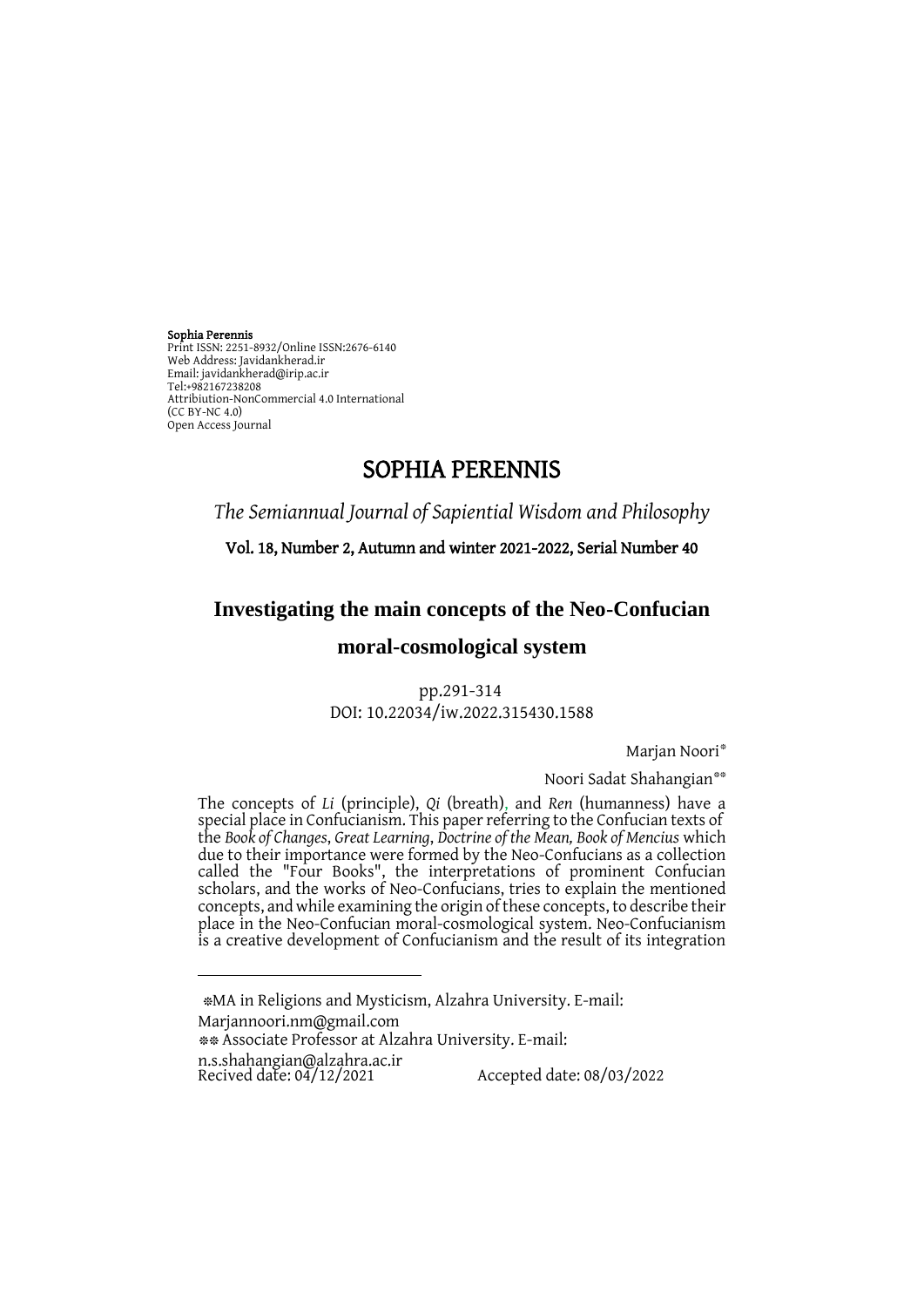**Sophia Perennis**
Print ISSN: 2251-8932/Online ISSN:2676-6140
Web Address: Javidankherad.ir
Email: javidankherad@irip.ac.ir
Tel:+982167238208
Attribiution-NonCommercial 4.0 International
(CC BY-NC 4.0)
Open Access Journal

# SOPHIA PERENNIS

*The Semiannual Journal of Sapiential Wisdom and Philosophy*

**Vol. 18, Number 2, Autumn and winter 2021-2022, Serial Number 40**

## Investigating the main concepts of the Neo-Confucian moral-cosmological system

pp.291-314
DOI: 10.22034/iw.2022.315430.1588

Marjan Noori*

Noori Sadat Shahangian**

The concepts of *Li* (principle), *Qi* (breath), and *Ren* (humanness) have a special place in Confucianism. This paper referring to the Confucian texts of the *Book of Changes*, *Great Learning*, *Doctrine of the Mean, Book of Mencius* which due to their importance were formed by the Neo-Confucians as a collection called the "Four Books", the interpretations of prominent Confucian scholars, and the works of Neo-Confucians, tries to explain the mentioned concepts, and while examining the origin of these concepts, to describe their place in the Neo-Confucian moral-cosmological system. Neo-Confucianism is a creative development of Confucianism and the result of its integration

---

*MA in Religions and Mysticism, Alzahra University. E-mail: Marjannoori.nm@gmail.com

** Associate Professor at Alzahra University. E-mail: n.s.shahangian@alzahra.ac.ir

Recived date: 04/12/2021 Accepted date: 08/03/2022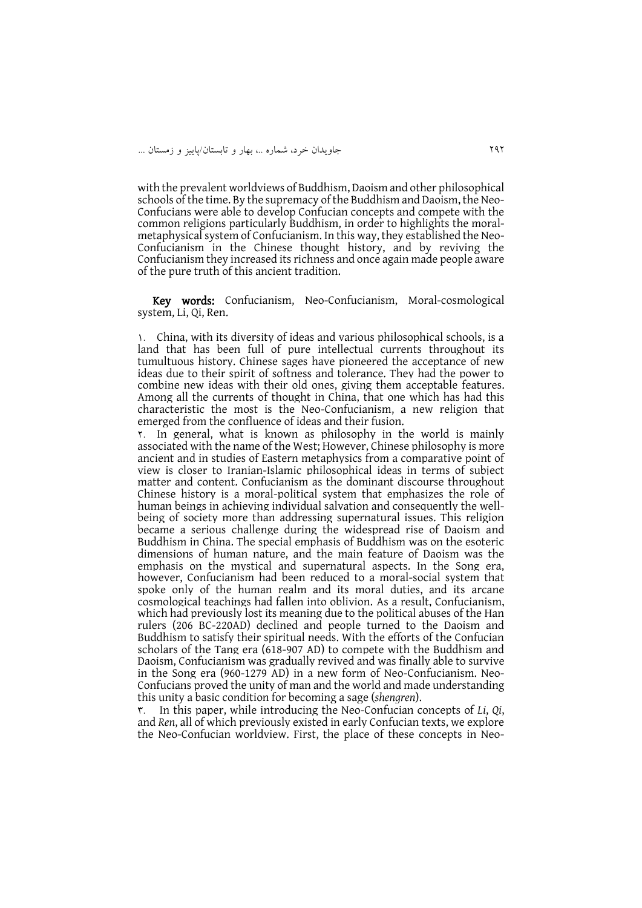with the prevalent worldviews of Buddhism, Daoism and other philosophical schools of the time. By the supremacy of the Buddhism and Daoism, the Neo-Confucians were able to develop Confucian concepts and compete with the common religions particularly Buddhism, in order to highlights the moral-metaphysical system of Confucianism. In this way, they established the Neo-Confucianism in the Chinese thought history, and by reviving the Confucianism they increased its richness and once again made people aware of the pure truth of this ancient tradition.

**Key words:** Confucianism, Neo-Confucianism, Moral-cosmological system, Li, Qi, Ren.

١. China, with its diversity of ideas and various philosophical schools, is a land that has been full of pure intellectual currents throughout its tumultuous history. Chinese sages have pioneered the acceptance of new ideas due to their spirit of softness and tolerance. They had the power to combine new ideas with their old ones, giving them acceptable features. Among all the currents of thought in China, that one which has had this characteristic the most is the Neo-Confucianism, a new religion that emerged from the confluence of ideas and their fusion.

٢. In general, what is known as philosophy in the world is mainly associated with the name of the West; However, Chinese philosophy is more ancient and in studies of Eastern metaphysics from a comparative point of view is closer to Iranian-Islamic philosophical ideas in terms of subject matter and content. Confucianism as the dominant discourse throughout Chinese history is a moral-political system that emphasizes the role of human beings in achieving individual salvation and consequently the well-being of society more than addressing supernatural issues. This religion became a serious challenge during the widespread rise of Daoism and Buddhism in China. The special emphasis of Buddhism was on the esoteric dimensions of human nature, and the main feature of Daoism was the emphasis on the mystical and supernatural aspects. In the Song era, however, Confucianism had been reduced to a moral-social system that spoke only of the human realm and its moral duties, and its arcane cosmological teachings had fallen into oblivion. As a result, Confucianism, which had previously lost its meaning due to the political abuses of the Han rulers (206 BC-220AD) declined and people turned to the Daoism and Buddhism to satisfy their spiritual needs. With the efforts of the Confucian scholars of the Tang era (618-907 AD) to compete with the Buddhism and Daoism, Confucianism was gradually revived and was finally able to survive in the Song era (960-1279 AD) in a new form of Neo-Confucianism. Neo-Confucians proved the unity of man and the world and made understanding this unity a basic condition for becoming a sage (*shengren*).

٣. In this paper, while introducing the Neo-Confucian concepts of *Li*, *Qi*, and *Ren*, all of which previously existed in early Confucian texts, we explore the Neo-Confucian worldview. First, the place of these concepts in Neo-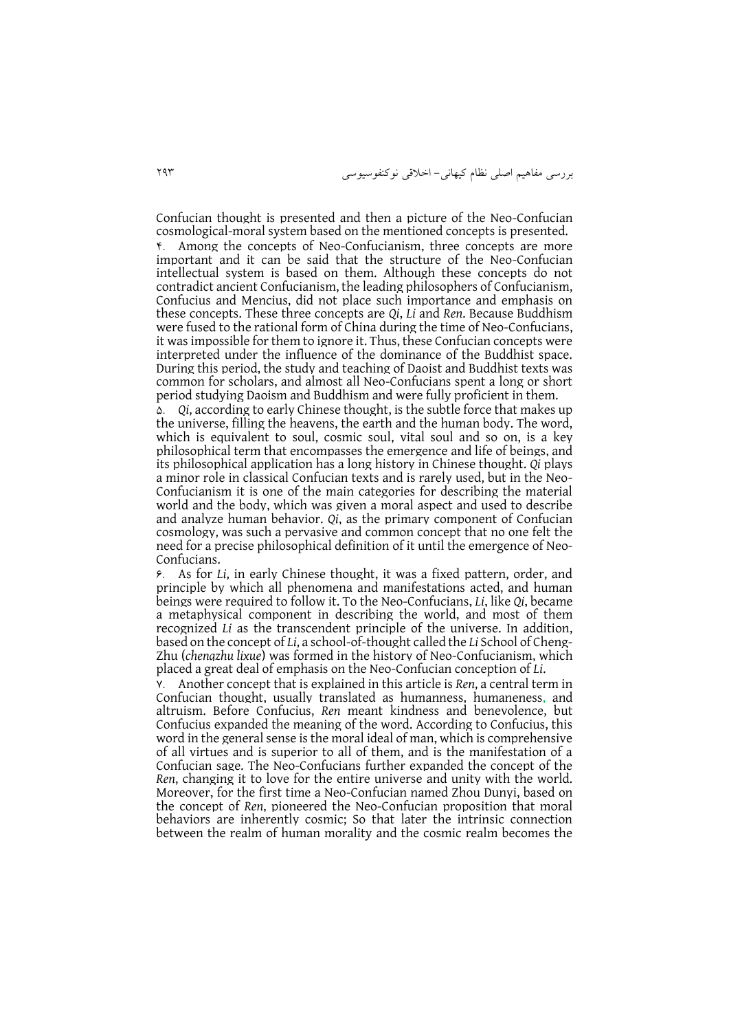Confucian thought is presented and then a picture of the Neo-Confucian cosmological-moral system based on the mentioned concepts is presented.

۴. Among the concepts of Neo-Confucianism, three concepts are more important and it can be said that the structure of the Neo-Confucian intellectual system is based on them. Although these concepts do not contradict ancient Confucianism, the leading philosophers of Confucianism, Confucius and Mencius, did not place such importance and emphasis on these concepts. These three concepts are *Qi*, *Li* and *Ren*. Because Buddhism were fused to the rational form of China during the time of Neo-Confucians, it was impossible for them to ignore it. Thus, these Confucian concepts were interpreted under the influence of the dominance of the Buddhist space. During this period, the study and teaching of Daoist and Buddhist texts was common for scholars, and almost all Neo-Confucians spent a long or short period studying Daoism and Buddhism and were fully proficient in them.

۵. *Qi*, according to early Chinese thought, is the subtle force that makes up the universe, filling the heavens, the earth and the human body. The word, which is equivalent to soul, cosmic soul, vital soul and so on, is a key philosophical term that encompasses the emergence and life of beings, and its philosophical application has a long history in Chinese thought. *Qi* plays a minor role in classical Confucian texts and is rarely used, but in the Neo-Confucianism it is one of the main categories for describing the material world and the body, which was given a moral aspect and used to describe and analyze human behavior. *Qi*, as the primary component of Confucian cosmology, was such a pervasive and common concept that no one felt the need for a precise philosophical definition of it until the emergence of Neo-Confucians.

۶. As for *Li*, in early Chinese thought, it was a fixed pattern, order, and principle by which all phenomena and manifestations acted, and human beings were required to follow it. To the Neo-Confucians, *Li*, like *Qi*, became a metaphysical component in describing the world, and most of them recognized *Li* as the transcendent principle of the universe. In addition, based on the concept of *Li*, a school-of-thought called the *Li* School of Cheng-Zhu (*chengzhu lixue*) was formed in the history of Neo-Confucianism, which placed a great deal of emphasis on the Neo-Confucian conception of *Li*.

۷. Another concept that is explained in this article is *Ren*, a central term in Confucian thought, usually translated as humanness, humaneness, and altruism. Before Confucius, *Ren* meant kindness and benevolence, but Confucius expanded the meaning of the word. According to Confucius, this word in the general sense is the moral ideal of man, which is comprehensive of all virtues and is superior to all of them, and is the manifestation of a Confucian sage. The Neo-Confucians further expanded the concept of the *Ren*, changing it to love for the entire universe and unity with the world. Moreover, for the first time a Neo-Confucian named Zhou Dunyi, based on the concept of *Ren*, pioneered the Neo-Confucian proposition that moral behaviors are inherently cosmic; So that later the intrinsic connection between the realm of human morality and the cosmic realm becomes the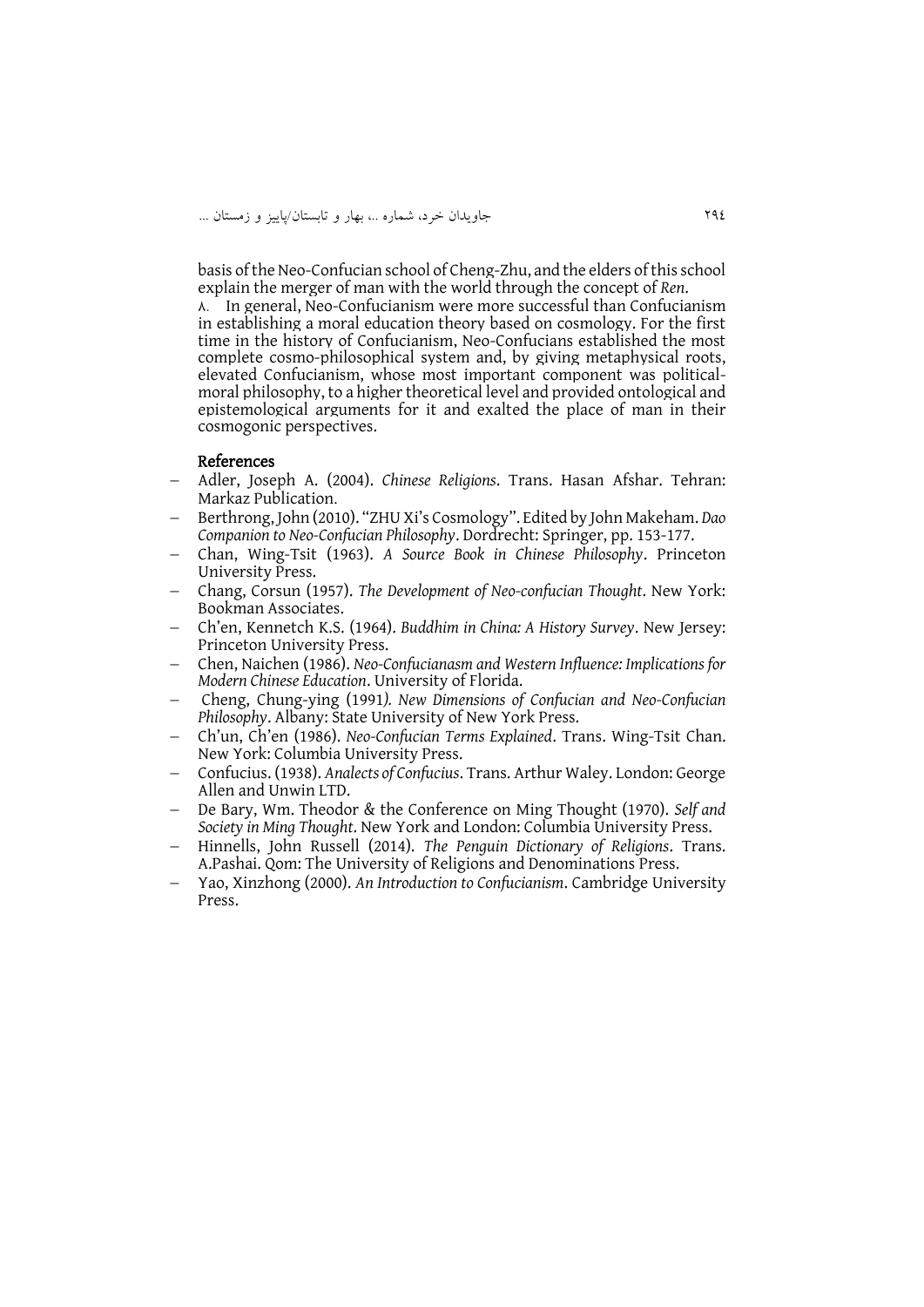basis of the Neo-Confucian school of Cheng-Zhu, and the elders of this school explain the merger of man with the world through the concept of *Ren*.

۸. In general, Neo-Confucianism were more successful than Confucianism in establishing a moral education theory based on cosmology. For the first time in the history of Confucianism, Neo-Confucians established the most complete cosmo-philosophical system and, by giving metaphysical roots, elevated Confucianism, whose most important component was political-moral philosophy, to a higher theoretical level and provided ontological and epistemological arguments for it and exalted the place of man in their cosmogonic perspectives.

## References

- Adler, Joseph A. (2004). *Chinese Religions*. Trans. Hasan Afshar. Tehran: Markaz Publication.
- Berthrong, John (2010). "ZHU Xi's Cosmology". Edited by John Makeham. *Dao Companion to Neo-Confucian Philosophy*. Dordrecht: Springer, pp. 153-177.
- Chan, Wing-Tsit (1963). *A Source Book in Chinese Philosophy*. Princeton University Press.
- Chang, Corsun (1957). *The Development of Neo-confucian Thought*. New York: Bookman Associates.
- Ch'en, Kennetch K.S. (1964). *Buddhim in China: A History Survey*. New Jersey: Princeton University Press.
- Chen, Naichen (1986). *Neo-Confucianasm and Western Influence: Implications for Modern Chinese Education*. University of Florida.
- Cheng, Chung-ying (1991*). New Dimensions of Confucian and Neo-Confucian Philosophy*. Albany: State University of New York Press.
- Ch'un, Ch'en (1986). *Neo-Confucian Terms Explained*. Trans. Wing-Tsit Chan. New York: Columbia University Press.
- Confucius. (1938). *Analects of Confucius*. Trans. Arthur Waley. London: George Allen and Unwin LTD.
- De Bary, Wm. Theodor & the Conference on Ming Thought (1970). *Self and Society in Ming Thought*. New York and London: Columbia University Press.
- Hinnells, John Russell (2014). *The Penguin Dictionary of Religions*. Trans. A.Pashai. Qom: The University of Religions and Denominations Press.
- Yao, Xinzhong (2000). *An Introduction to Confucianism*. Cambridge University Press.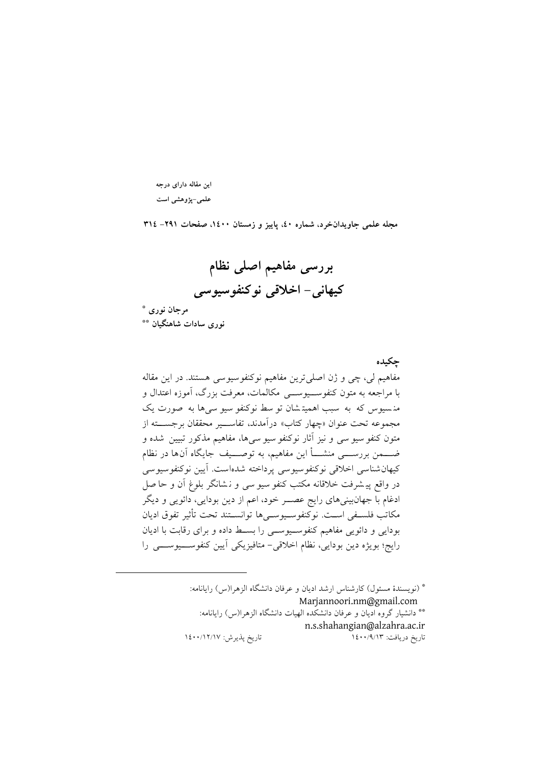این مقاله دارای درجه
علمی-پژوهشی است

مجله علمی جاویدان‌خرد، شماره ۴۰، پاییز و زمستان ۱۴۰۰، صفحات ۲۹۱- ۳۱۴

# بررسی مفاهیم اصلی نظام کیهانی- اخلاقی نوکنفوسیوسی

مرجان نوری [*]

نوری سادات شاهنگیان [**]

## چکیده

مفاهیم لی، چی و ژن اصلی‌ترین مفاهیم نوکنفوسیوسی هستند. در این مقاله با مراجعه به متون کنفوسیوسی مکالمات، معرفت بزرگ، آموزه اعتدال و منسیوس که به سبب اهمیت‌شان توسط نوکنفوسیوسی‌ها به صورت یک مجموعه تحت عنوان «چهار کتاب» درآمدند، تفاسیر محققان برجسته از متون کنفوسیوسی و نیز آثار نوکنفوسیوسی‌ها، مفاهیم مذکور تبیین شده و ضمن بررسی منشأ این مفاهیم، به توصیف جایگاه آن‌ها در نظام کیهان‌شناسی اخلاقی نوکنفوسیوسی پرداخته شده‌است. آیین نوکنفوسیوسی در واقع پیشرفت خلاقانه مکتب کنفوسیوسی و نشانگر بلوغ آن و حاصل ادغام با جهان‌بینی‌های رایج عصر خود، اعم از دین بودایی، دائویی و دیگر مکاتب فلسفی است. نوکنفوسیوسی‌ها توانستند تحت تأثیر تفوق ادیان بودایی و دائویی مفاهیم کنفوسیوسی را بسط داده و برای رقابت با ادیان رایج؛ بویژه دین بودایی، نظام اخلاقی- متافیزیکی آیین کنفوسیوسی را

---

[*] (نویسندهٔ مسئول) کارشناس ارشد ادیان و عرفان دانشگاه الزهرا(س) رایانامه: Marjannoori.nm@gmail.com

[**] دانشیار گروه ادیان و عرفان دانشکده الهیات دانشگاه الزهرا(س) رایانامه: n.s.shahangian@alzahra.ac.ir

تاریخ دریافت: ۱۴۰۰/۹/۱۳ تاریخ پذیرش: ۱۴۰۰/۱۲/۱۷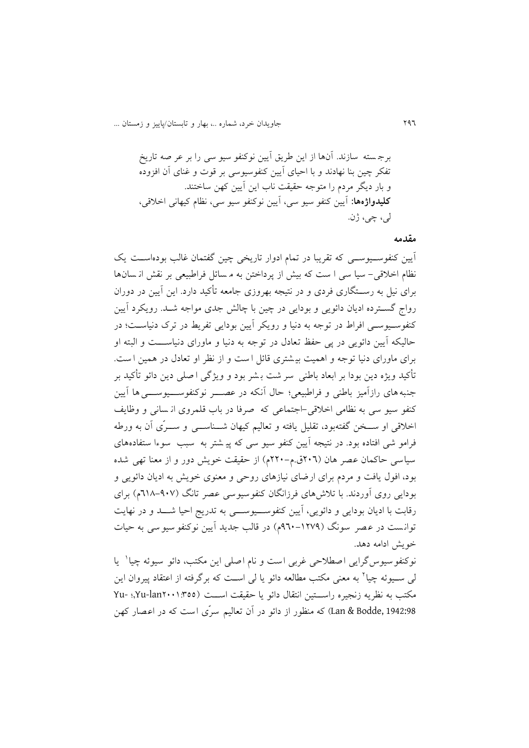برجسته سازند. آنها از این طریق آیین نوکنفوسیوسی را بر عرصه تاریخ تفکر چین بنا نهادند و با احیای آیین کنفوسیوسی بر قوت و غنای آن افزوده و بار دیگر مردم را متوجه حقیقت ناب این آیین کهن ساختند.

**کلیدواژه‌ها:** آیین کنفوسیوسی، آیین نوکنفوسیوسی، نظام کیهانی اخلاقی، لی، چی، ژن.

## مقدمه

آیین کنفوسیوسی که تقریبا در تمام ادوار تاریخی چین گفتمان غالب بوده‌است یک نظام اخلاقی- سیاسی است که بیش از پرداختن به مسائل فراطبیعی بر نقش انسان‌ها برای نیل به رستگاری فردی و در نتیجه بهروزی جامعه تأکید دارد. این آیین در دوران رواج گسترده ادیان دائویی و بودایی در چین با چالش جدی مواجه شد. رویکرد آیین کنفوسیوسی افراط در توجه به دنیا و رویکر آیین بودایی تفریط در ترک دنیاست؛ در حالیکه آیین دائویی در پی حفظ تعادل در توجه به دنیا و ماورای دنیاست و البته او برای ماورای دنیا توجه و اهمیت بیشتری قائل است و از نظر او تعادل در همین است. تأکید ویژه دین بودا بر ابعاد باطنی سرشت بشر بود و ویژگی اصلی دین دائو تأکید بر جنبه‌های رازآمیز باطنی و فراطبیعی؛ حال آنکه در عصر نوکنفوسیوسی‌ها آیین کنفوسیوسی به نظامی اخلاقی-اجتماعی که صرفا در باب قلمروی انسانی و وظایف اخلاقی او سخن گفته‌بود، تقلیل یافته و تعالیم کیهان شناسی و سرّی آن به ورطه فراموشی افتاده بود. در نتیجه آیین کنفوسیوسی که بیشتر به سبب سوءاستفاده‌های سیاسی حاکمان عصر هان (۲۰٦ق.م-۲۲۰م) از حقیقت خویش دور و از معنا تهی شده بود، افول یافت و مردم برای ارضای نیازهای روحی و معنوی خویش به ادیان دائویی و بودایی روی آوردند. با تلاش‌های فرزانگان کنفوسیوسی عصر تانگ (۹۰۷-٦۱۸م) برای رقابت با ادیان بودایی و دائویی، آیین کنفوسیوسی به تدریج احیا شد و در نهایت توانست در عصر سونگ (۱۲۷۹-۹٦۰م) در قالب جدید آیین نوکنفوسیوسی به حیات خویش ادامه دهد.

نوکنفوسیوس‌گرایی اصطلاحی غربی است و نام اصلی این مکتب، دائو سیوئه چیا[1] یا لی سیوئه چیا[2] به معنی مکتب مطالعه دائو یا لی است که برگرفته از اعتقاد پیروان این مکتب به نظریه زنجیره راستین انتقال دائو یا حقیقت است (Yu-lan۲۰۰۱:۳۵۵; Yu-Lan & Bodde, 1942:98) که منظور از دائو در آن تعالیم سرّی است که در اعصار کهن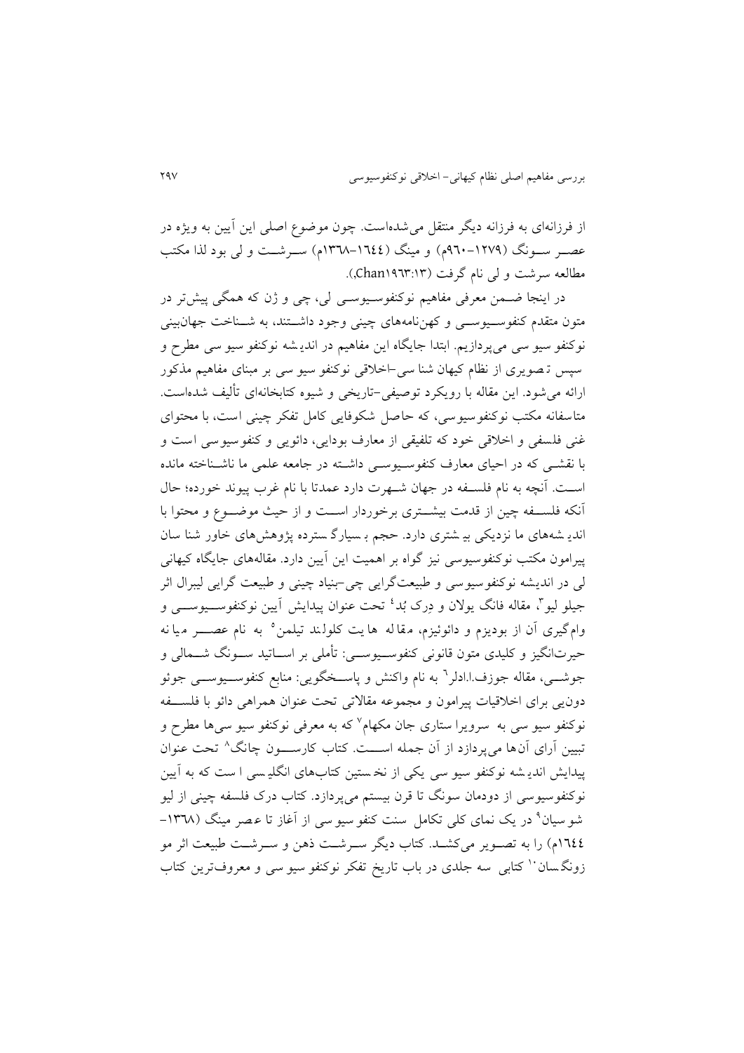از فرزانه‌ای به فرزانه دیگر منتقل می‌شده‌است. چون موضوع اصلی این آیین به ویژه در عصر سونگ (۱۲۷۹-۹۶۰م) و مینگ (۱۶۴۴-۱۳۶۸م) سرشت و لی بود لذا مکتب مطالعه سرشت و لی نام گرفت (Chan۱۹۶۳:۱۳).

در اینجا ضمن معرفی مفاهیم نوکنفوسیوسی لی، چی و ژن که همگی پیش‌تر در متون متقدم کنفوسیوسی و کهن‌نامه‌های چینی وجود داشتند، به شناخت جهان‌بینی نوکنفو سیو سی می‌پردازیم. ابتدا جایگاه این مفاهیم در اندیشه نوکنفو سیو سی مطرح و سپس تصویری از نظام کیهان شنا سی-اخلاقی نوکنفو سیو سی بر مبنای مفاهیم مذکور ارائه می‌شود. این مقاله با رویکرد توصیفی-تاریخی و شیوه کتابخانه‌ای تألیف شده‌است. متاسفانه مکتب نوکنفوسیوسی، که حاصل شکوفایی کامل تفکر چینی است، با محتوای غنی فلسفی و اخلاقی خود که تلفیقی از معارف بودایی، دائویی و کنفوسیوسی است و با نقشی که در احیای معارف کنفوسیوسی داشته در جامعه علمی ما ناشناخته مانده است. آنچه به نام فلسفه در جهان شهرت دارد عمدتا با نام غرب پیوند خورده؛ حال آنکه فلسفه چین از قدمت بیشتری برخوردار است و از حیث موضوع و محتوا با اندیشه‌های ما نزدیکی بیشتری دارد. حجم بسیارگسترده پژوهش‌های خاور شناسان پیرامون مکتب نوکنفوسیوسی نیز گواه بر اهمیت این آیین دارد. مقاله‌های جایگاه کیهانی لی در اندیشه نوکنفوسیوسی و طبیعت‌گرایی چی-بنیاد چینی و طبیعت گرایی لیبرال اثر جیلو لیو[3]، مقاله فانگ یولان و درک بُد[4] تحت عنوان پیدایش آیین نوکنفوسیوسی و وام‌گیری آن از بودیزم و دائوئیزم، مقاله هایت کلولند تیلمن[5] به نام عصر میانه حیرت‌انگیز و کلیدی متون قانونی کنفوسیوسی: تأملی بر اساتید سونگ شمالی و جوشی، مقاله جوزف.ا.ادلر[6] به نام واکنش و پاسخگویی: منابع کنفوسیوسی جوئو دونیی برای اخلاقیات پیرامون و مجموعه مقالاتی تحت عنوان همراهی دائو با فلسفه نوکنفو سیو سی به سرویراستاری جان مکهام[7] که به معرفی نوکنفو سیو سی‌ها مطرح و تبیین آرای آن‌ها می‌پردازد از آن جمله است. کتاب کارسون چانگ[8] تحت عنوان پیدایش اندیشه نوکنفو سیو سی یکی از نخستین کتاب‌های انگلیسی است که به آیین نوکنفوسیوسی از دودمان سونگ تا قرن بیستم می‌پردازد. کتاب درک فلسفه چینی از لیو شو سیان[9] در یک نمای کلی تکامل سنت کنفو سیو سی از آغاز تا عصر مینگ (۱۳۶۸-۱۶۴۴م) را به تصویر می‌کشد. کتاب دیگر سرشت ذهن و سرشت طبیعت اثر مو زونگسان[10] کتابی سه جلدی در باب تاریخ تفکر نوکنفو سیو سی و معروف‌ترین کتاب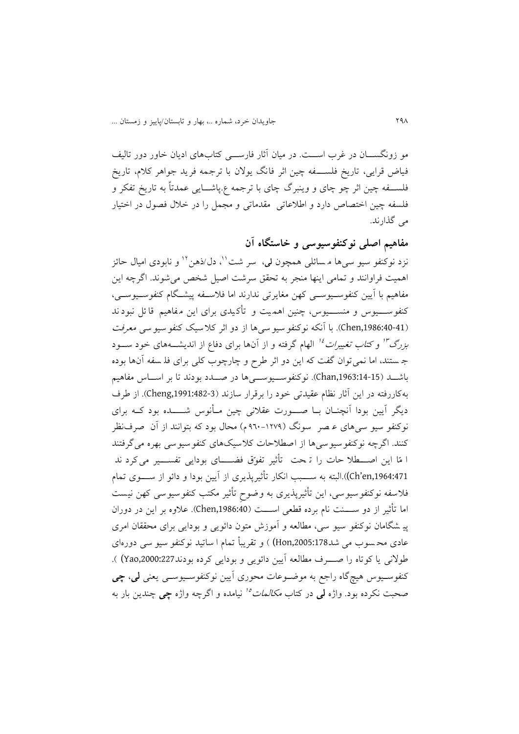مو زونگســان در غرب اســت. در میان آثار فارســی کتاب‌های ادیان خاور دور تالیف فیاض قرایی، تاریخ فلســفه چین اثر فانگ یولان با ترجمه فرید جواهر کلام، تاریخ فلســفه چین اثر چو چای و وینبرگ چای با ترجمه ع.پاشــایی عمدتاً به تاریخ تفکر و فلسفه چین اختصاص دارد و اطلاعاتی مقدماتی و مجمل را در خلال فصول در اختیار می گذارند.

## مفاهیم اصلی نوکنفوسیوسی و خاستگاه آن

نزد نوکنفو سیو سی‌ها م سائلی همچون **لی**، سر شت[11]، دل/ذهن[12] و نابودی امیال حائز اهمیت فراوانند و تمامی اینها منجر به تحقق سرشت اصیل شخص می‌شوند. اگرچه این مفاهیم با آیین کنفوسـیوسـی کهن مغایرتی ندارند اما فلاسـفه پیشـگام کنفوسـیوسـی، کنفوســیوس و منســیوس، چنین اهمیت و تأکیدی برای این مفاهیم قا ئل نبود ند (Chen,1986:40-41). با آنکه نوکنفو سیو سی‌ها از دو اثر کلا سیک کنفو سیو سی *معرفت بزرگ*[13] و *کتاب تغییرات*[14] الهام گرفته و از آن‌ها برای دفاع از اندیشــه‌های خود ســود ج ستند، اما نمی‌توان گفت که این دو اثر طرح و چارچوب کلی برای فل سفه آن‌ها بوده باشــد (Chan,1963:14-15). نوکنفوســیوســی‌ها در صــدد بودند تا بر اســاس مفاهیم به‌کاررفته در این آثار نظام عقیدتی خود را برقرار سازند (Cheng,1991:482-3). از طرف دیگر آیین بودا آنچنــان بــا صــورت عقلانی چین مــأنوس شــده بود کــه برای نوکنفو سیو سی‌های ع صر سونگ (۱۲۷۹-۹۶۰ م) محال بود که بتوانند از آن صرف‌نظر کنند. اگرچه نوکنفوسیوسی‌ها از اصطلاحات کلاسیک‌های کنفوسیوسی بهره می‌گرفتند ا مّا این اصــطلا حات را ت حت تأثیر تفوّق فضــای بودایی تفســیر می‌کرد ند Ch'en,1964:471)).البته به ســبب انکار تأثیرپذیری از آیین بودا و دائو از ســوی تمام فلاسفه نوکنفوسیوسی، این تأثیرپذیری به وضوح تأثیر مکتب کنفوسیوسی کهن نیست اما تأثیر از دو ســنت نام برده قطعی اســت (Chen,1986:40). علاوه بر این در دوران پی شگامان نوکنفو سیو سی، مطالعه و آموزش متون دائویی و بودایی برای محققان امری عادی مح سوب می شد(Hon,2005:178 ) و تقریباً تمام ا ساتید نوکنفو سیو سی دوره‌ای طولانی یا کوتاه را صــرف مطالعه آیین دائویی و بودایی کرده بودند(Yao,2000:227 ). کنفوسـیوس هیچ‌گاه راجع به موضـوعات محوری آیین نوکنفوسـیوسـی یعنی **لی**، **چی** صحبت نکرده بود. واژه **لی** در کتاب *مکالمات*[15] نیامده و اگرچه واژه **چی** چندین بار به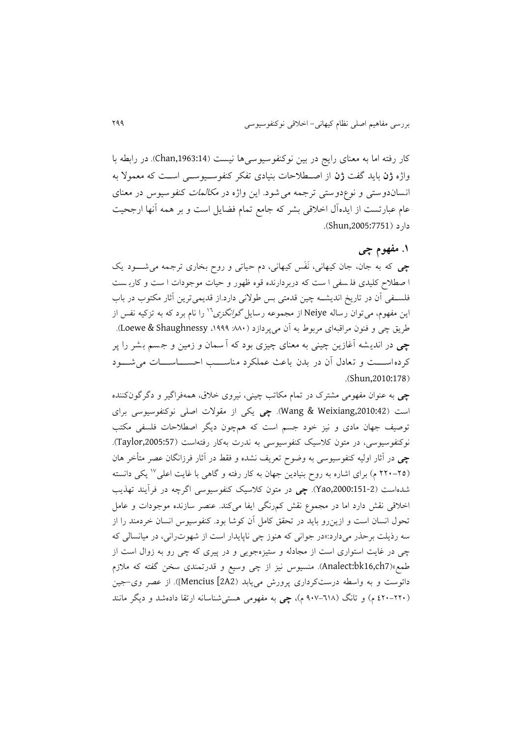کار رفته اما به معنای رایج در بین نوکنفوسیوسی‌ها نیست (Chan,1963:14). در رابطه با واژه **ژن** باید گفت **ژن** از اصطلاحات بنیادی تفکر کنفوسیوسی است که معمولا به انسان‌دوستی و نوع‌دوستی ترجمه می‌شود. این واژه در *مکالمات* کنفوسیوس در معنای عام عبارتست از ایده‌آل اخلاقی بشر که جامع تمام فضایل است و بر همه آنها ارجحیت دارد (Shun,2005:7751).

## ۱. مفهوم چی

**چی** که به جان، جان کیهانی، نَفَس کیهانی، دم حیاتی و روح بخاری ترجمه می‌شود یک اصطلاح کلیدی فلسفی است که دربردارنده قوه ظهور و حیات موجودات است و کاربست فلسفی آن در تاریخ اندیشه چین قدمتی بس طولانی دارد.از قدیمی‌ترین آثار مکتوب در باب این مفهوم، می‌توان رساله Neiye از مجموعه رسایل *گوانگزی*[16] را نام برد که به تزکیه نفس از طریق چی و فنون مراقبه‌ای مربوط به آن می‌پردازد (Loewe & Shaughnessy، ۱۹۹۹: ۸۸۰).

**چی** در اندیشه آغازین چینی به معنای چیزی بود که آسمان و زمین و جسم بشر را پر کرده‌است و تعادل آن در بدن باعث عملکرد مناسب احساسات می‌شود (Shun,2010:178).

**چی** به عنوان مفهومی مشترک در تمام مکاتب چینی، نیروی خلاق، همه‌فراگیر و دگرگون‌کننده است (Wang & Weixiang,2010:42). **چی** یکی از مقولات اصلی نوکنفوسیوسی برای توصیف جهان مادی و نیز خود جسم است که هم‌چون دیگر اصطلاحات فلسفی مکتب نوکنفوسیوسی، در متون کلاسیک کنفوسیوسی به ندرت به‌کار رفته‌است (Taylor,2005:57). **چی** در آثار اولیه کنفوسیوسی به وضوح تعریف نشده و فقط در آثار فرزانگان عصر متأخر هان (۲۵-۲۲۰ م) برای اشاره به روح بنیادین جهان به کار رفته و گاهی با غایت اعلی[17] یکی دانسته شده‌است (Yao,2000:151-2). **چی** در متون کلاسیک کنفوسیوسی اگرچه در فرآیند تهذیب اخلاقی نقش دارد اما در مجموع نقش کم‌رنگی ایفا می‌کند. عنصر سازنده موجودات و عامل تحول انسان است و ازین‌رو باید در تحقق کامل آن کوشا بود. کنفوسیوس انسان خردمند را از سه رذیلت برحذر می‌دارد:«در جوانی که هنوز چی ناپایدار است از شهوت‌رانی، در میانسالی که چی در غایت استواری است از مجادله و ستیزه‌جویی و در پیری که چی رو به زوال است از طمع»(Analect:bk16,ch7). منسیوس نیز از چی وسیع و قدرتمندی سخن گفته که ملازم دائوست و به واسطه درست‌کرداری پرورش می‌یابد (Mencius [2A2]). از عصر وی-جین (۲۲۰-۴۲۰ م) و تانگ (۶۱۸-۹۰۷ م)، **چی** به مفهومی هستی‌شناسانه ارتقا داده‌شد و دیگر مانند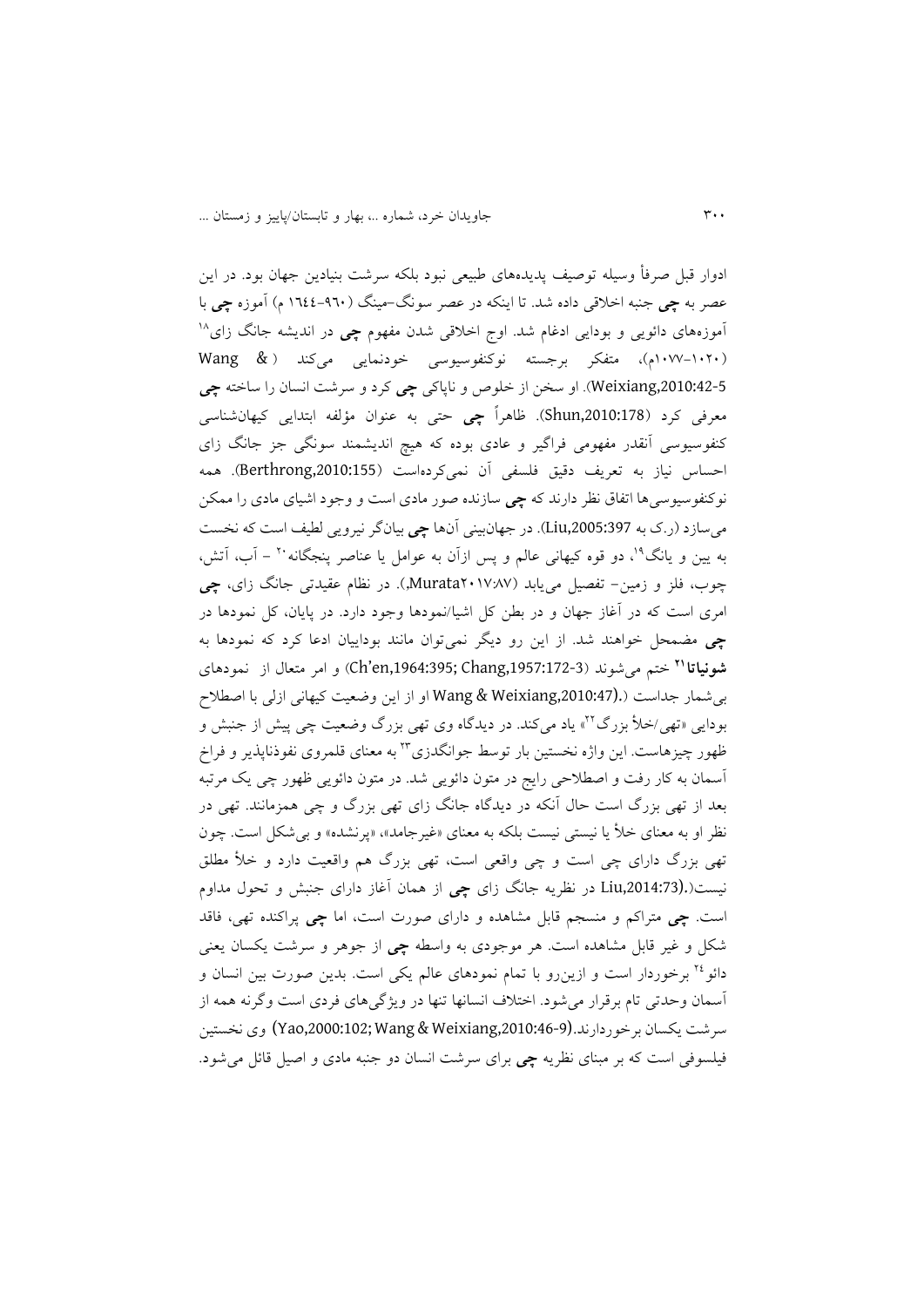ادوار قبل صرفاً وسیله توصیف پدیده‌های طبیعی نبود بلکه سرشت بنیادین جهان بود. در این عصر به **چی** جنبه اخلاقی داده شد. تا اینکه در عصر سونگ-مینگ (۹۶۰-۱۶۴۴ م) آموزه **چی** با آموزه‌های دائویی و بودایی ادغام شد. اوج اخلاقی شدن مفهوم **چی** در اندیشه جانگ زای[18] (۱۰۲۰-۱۰۷۷م)، متفکر برجسته نوکنفوسیوسی خودنمایی می‌کند (Wang & Weixiang,2010:42-5). او سخن از خلوص و ناپاکی **چی** کرد و سرشت انسان را ساخته **چی** معرفی کرد (Shun,2010:178). ظاهراً **چی** حتی به عنوان مؤلفه ابتدایی کیهان‌شناسی کنفوسیوسی آنقدر مفهومی فراگیر و عادی بوده که هیچ اندیشمند سونگی جز جانگ زای احساس نیاز به تعریف دقیق فلسفی آن نمی‌کرده‌است (Berthrong,2010:155). همه نوکنفوسیوسی‌ها اتفاق نظر دارند که **چی** سازنده صور مادی است و وجود اشیای مادی را ممکن می‌سازد (ر.ک به Liu,2005:397). در جهان‌بینی آنها **چی** بیان‌گر نیرویی لطیف است که نخست به یین و یانگ[19]، دو قوه کیهانی عالم و پس ازآن به عوامل یا عناصر پنجگانه[20] – آب، آتش، چوب، فلز و زمین- تفصیل می‌یابد (Murata۲۰۱۷:۸۷,). در نظام عقیدتی جانگ زای، **چی** امری است که در آغاز جهان و در بطن کل اشیا/نمودها وجود دارد. در پایان، کل نمودها در **چی** مضمحل خواهند شد. از این رو دیگر نمی‌توان مانند بوداییان ادعا کرد که نمودها به **شونیاتا**[21] ختم می‌شوند (Ch'en,1964:395; Chang,1957:172-3) و امر متعال از نمودهای بی‌شمار جداست (.Wang & Weixiang,2010:47) او از این وضعیت کیهانی ازلی با اصطلاح بودایی «تهی/خلأ بزرگ[22]» یاد می‌کند. در دیدگاه وی تهی بزرگ وضعیت چی پیش از جنبش و ظهور چیزهاست. این واژه نخستین بار توسط جوانگ‌دزی[23] به معنای قلمروی نفوذناپذیر و فراخ آسمان به کار رفت و اصطلاحی رایج در متون دائویی شد. در متون دائویی ظهور چی یک مرتبه بعد از تهی بزرگ است حال آنکه در دیدگاه جانگ زای تهی بزرگ و چی همزمانند. تهی در نظر او به معنای خلأ یا نیستی نیست بلکه به معنای «غیرجامد»، «پرنشده» و بی‌شکل است. چون تهی بزرگ دارای چی است و چی واقعی است، تهی بزرگ هم واقعیت دارد و خلأ مطلق نیست(.Liu,2014:73) در نظریه جانگ زای **چی** از همان آغاز دارای جنبش و تحول مداوم است. **چی** متراکم و منسجم قابل مشاهده و دارای صورت است، اما **چی** پراکنده تهی، فاقد شکل و غیر قابل مشاهده است. هر موجودی به واسطه **چی** از جوهر و سرشت یکسان یعنی دائو[24] برخوردار است و ازین‌رو با تمام نمودهای عالم یکی است. بدین صورت بین انسان و آسمان وحدتی تام برقرار می‌شود. اختلاف انسانها تنها در ویژگی‌های فردی است وگرنه همه از سرشت یکسان برخوردارند.(Yao,2000:102; Wang & Weixiang,2010:46-9) وی نخستین فیلسوفی است که بر مبنای نظریه **چی** برای سرشت انسان دو جنبه مادی و اصیل قائل می‌شود.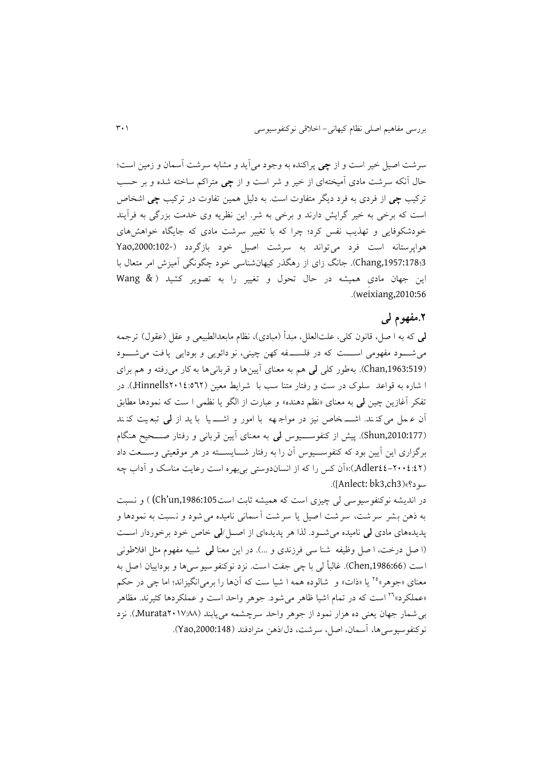سرشت اصیل خیر است و از **چی** پراکنده به وجود می‌آید و مشابه سرشت آسمان و زمین است؛ حال آنکه سرشت مادی آمیخته‌ای از خیر و شر است و از **چی** متراکم ساخته شده و بر حسب ترکیب **چی** از فردی به فرد دیگر متفاوت است. به دلیل همین تفاوت در ترکیب **چی** اشخاص است که برخی به خیر گرایش دارند و برخی به شر. این نظریه وی خدمت بزرگی به فرآیند خودشکوفایی و تهذیب نفس کرد؛ چرا که با تغییر سرشت مادی که جایگاه خواهش‌های هواپرستانه است فرد می‌تواند به سرشت اصیل خود بازگردد (Yao,2000:102-3؛Chang,1957:178). جانگ زای از رهگذر کیهان‌شناسی خود چگونگی آمیزش امر متعال با این جهان مادی همیشه در حال تحول و تغییر را به تصویر کشید (Wang & weixiang,2010:56).

## ۲.مفهوم لی

**لی** که به اصل، قانون کلی، علت‌العلل، مبدأ (مبادی)، نظام مابعدالطبیعی و عقل (عقول) ترجمه می‌شود مفهومی است که در فلسفه کهن چینی، نودائویی و بودایی یافت می‌شود (Chan,1963:519). به‌طور کلی **لی** هم به معنای آیین‌ها و قربانی‌ها به کار می‌رفته و هم برای اشاره به قواعد سلوک در ست و رفتار متناسب با شرایط معین (Hinnells۲۰۱٤:٥٦٢,). در تفکر آغازین چین **لی** به معنای «نظم دهنده» و عبارت از الگو یا نظمی است که نمودها مطابق آن عمل می‌کنند. اشخاص نیز در مواجهه با امور و اشیا باید از **لی** تبعیت کنند (Shun,2010:177). پیش از کنفوسیوس **لی** به معنای آیین قربانی و رفتار صحیح هنگام برگزاری این آیین بود که کنفوسیوس آن را به رفتار شایسته در هر موقعیتی وسعت داد (Adler٤٤-٢٠٠٤:٤٢,):«آن کس را که از انسان‌دوستی بی‌بهره است رعایت مناسک و آداب چه سود؟»([Anlect: bk3,ch3]).

در اندیشه نوکنفوسیوسی لی چیزی است که همیشه ثابت است(Ch'un,1986:105) ) و نسبت به ذهن بشر سرشت، سرشت اصیل یا سرشت آسمانی نامیده می‌شود و نسبت به نمودها و پدیده‌های مادی **لی** نامیده می‌شود. لذا هر پدیده‌ای از اصل/**لی** خاص خود برخوردار است (اصل درخت، اصل وظیفه شناسی فرزندی و ...). در این معنا **لی** شبیه مفهوم مثل افلاطونی است (Chen,1986:66). غالباً لی با چی جفت است. نزد نوکنفوسیوسی‌ها و بوداییان اصل به معنای «جوهر»[25] یا «ذات» و شالوده همه اشیا ست که آنها را برمی‌انگیزاند؛ اما چی در حکم «عملکرد»[26] است که در تمام اشیا ظاهر می‌شود. جوهر واحد است و عملکردها کثیرند. مظاهر بی‌شمار جهان یعنی ده هزار نمود از جوهر واحد سرچشمه می‌یابند (Murata٢٠١٧:٨٨,). نزد نوکنفوسیوسی‌ها، آسمان، اصل، سرشت، دل/ذهن مترادفند (Yao,2000:148).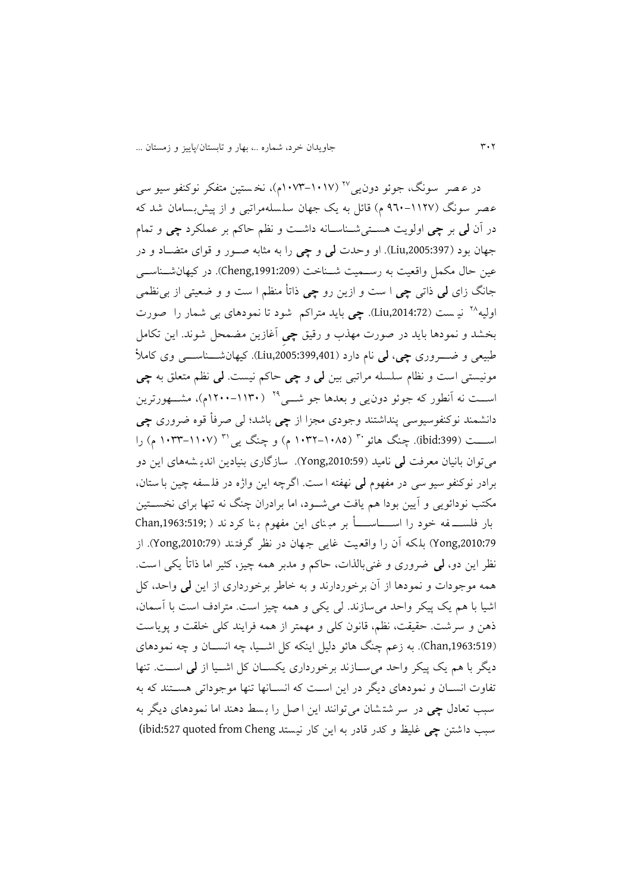در عصر سونگ، جوئو دون‌یی[27] (۱۰۱۷-۱۰۷۳م)، نخستین متفکر نوکنفوسیوسی عصر سونگ (۹۶۰-۱۱۲۷ م) قائل به یک جهان سلسله‌مراتبی و از پیش‌بسامان شد که در آن **لی** بر **چی** اولویت هستی‌شناسانه داشت و نظم حاکم بر عملکرد **چی** و تمام جهان بود (Liu,2005:397). او وحدت **لی** و **چی** را به مثابه صور و قوای متضاد و در عین حال مکمل واقعیت به رسمیت شناخت (Cheng,1991:209). در کیهان‌شناسی جانگ زای **لی** ذاتی **چی** است و ازین رو **چی** ذاتاً منظم است و و ضعیتی از بی‌نظمی اولیه[28] نیست (Liu,2014:72). **چی** باید متراکم شود تا نمودهای بی شمار را صورت بخشد و نمودها باید در صورت مهذب و رقیق **چیِ** آغازین مضمحل شوند. این تکامل طبیعی و ضروری **چی**، **لی** نام دارد (Liu,2005:399,401). کیهان‌شناسی وی کاملاً مونیستی است و نظام سلسله مراتبی بین **لی** و **چی** حاکم نیست. **لی** نظم متعلق به **چی** است نه آنطور که جوئو دون‌یی و بعدها جو شی[29] (۱۱۳۰-۱۲۰۰م)، مشهورترین دانشمند نوکنفوسیوسی پنداشتند وجودی مجزا از **چی** باشد؛ لی صرفاً قوه ضروری **چی** است (ibid:399). چنگ هائو[30] (۱۰۸۵-۱۰۳۲ م) و چنگ یی[31] (۱۱۰۷-۱۰۳۳ م) را می‌توان بانیان معرفت **لی** نامید (Yong,2010:59). سازگاری بنیادین اندیشه‌های این دو برادر نوکنفوسیوسی در مفهوم **لی** نهفته است. اگرچه این واژه در فلسفه چین باستان، مکتب نودائویی و آیین بودا هم یافت می‌شود، اما برادران چنگ نه تنها برای نخستین بار فلسفه خود را اساساً بر مبنای این مفهوم بنا کردند (Chan,1963:519; Yong,2010:79) بلکه آن را واقعیت غایی جهان در نظر گرفتند (Yong,2010:79). از نظر این دو، **لی** ضروری و غنی‌بالذات، حاکم و مدبر همه چیز، کثیر اما ذاتاً یکی است. همه موجودات و نمودها از آن برخوردارند و به خاطر برخورداری از این **لی** واحد، کل اشیا با هم یک پیکر واحد می‌سازند. لی یکی و همه چیز است. مترادف است با آسمان، ذهن و سرشت. حقیقت، نظم، قانون کلی و مهمتر از همه فرایند کلی خلقت و پویاست (Chan,1963:519). به زعم چنگ هائو دلیل اینکه کل اشیا، چه انسان و چه نمودهای دیگر با هم یک پیکر واحد می‌سازند برخورداری یکسان کل اشیا از **لی** است. تنها تفاوت انسان و نمودهای دیگر در این است که انسانها تنها موجوداتی هستند که به سبب تعادل **چی** در سرشتشان می‌توانند این اصل را بسط دهند اما نمودهای دیگر به سبب داشتن **چی** غلیظ و کدر قادر به این کار نیستد (ibid:527 quoted from Cheng)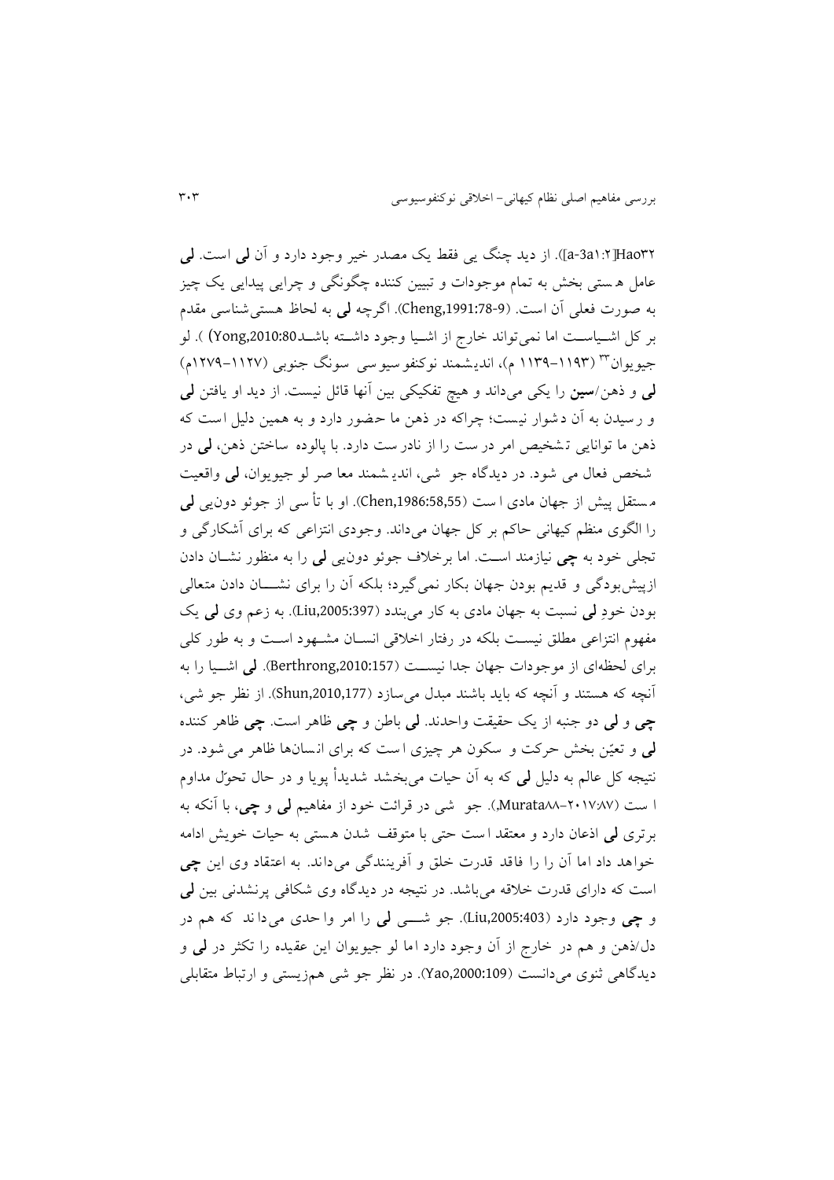Hao[32] [a-3a۱:۲]). از دید چنگ یی فقط یک مصدر خیر وجود دارد و آن **لی** است. **لی** عامل هستی بخش به تمام موجودات و تبیین کننده چگونگی و چرایی پیدایی یک چیز به صورت فعلی آن است. (Cheng,1991:78-9). اگرچه **لی** به لحاظ هستی‌شناسی مقدم بر کل اشـیاسـت اما نمی‌تواند خارج از اشـیا وجود داشـته باشـد(Yong,2010:80) ). لو جیویوان[33] (۱۱۹۳-۱۱۳۹ م)، اندیشمند نوکنفوسیوسی سونگ جنوبی (۱۱۲۷-۱۲۷۹م) **لی** و ذهن/**سین** را یکی می‌داند و هیچ تفکیکی بین آنها قائل نیست. از دید او یافتن **لی** و رسیدن به آن دشوار نیست؛ چراکه در ذهن ما حضور دارد و به همین دلیل است که ذهن ما توانایی تشخیص امر درست را از نادرست دارد. با پالوده ساختن ذهن، **لی** در شخص فعال می شود. در دیدگاه جو شی، اندیشمند معاصر لو جیویوان، **لی** واقعیت مستقل پیش از جهان مادی است (Chen,1986:58,55). او با تأسی از جوئو دون‌یی **لی** را الگوی منظم کیهانی حاکم بر کل جهان می‌داند. وجودی انتزاعی که برای آشکارگی و تجلی خود به **چی** نیازمند اسـت. اما برخلاف جوئو دون‌یی **لی** را به منظور نشـان دادن ازپیش‌بودگی و قدیم بودن جهان بکار نمی‌گیرد؛ بلکه آن را برای نشـــان دادن متعالی بودن خودِ **لی** نسبت به جهان مادی به کار می‌بندد (Liu,2005:397). به زعم وی **لی** یک مفهوم انتزاعی مطلق نیسـت بلکه در رفتار اخلاقی انسـان مشـهود اسـت و به طور کلی برای لحظه‌ای از موجودات جهان جدا نیسـت (Berthrong,2010:157). **لی** اشـیا را به آنچه که هستند و آنچه که باید باشند مبدل می‌سازد (Shun,2010,177). از نظر جو شی، **چی** و **لی** دو جنبه از یک حقیقت واحدند. **لی** باطن و **چی** ظاهر است. **چی** ظاهر کننده **لی** و تعیّن بخش حرکت و سکون هر چیزی است که برای انسان‌ها ظاهر می شود. در نتیجه کل عالم به دلیل **لی** که به آن حیات می‌بخشد شدیداً پویا و در حال تحوّل مداوم است (Murata۸۸-۲۰۱۷:۸۷,). جو شی در قرائت خود از مفاهیم **لی** و **چی**، با آنکه به برتری **لی** اذعان دارد و معتقد است حتی با متوقف شدن هستی به حیات خویش ادامه خواهد داد اما آن را را فاقد قدرت خلق و آفرینندگی می‌داند. به اعتقاد وی این **چی** است که دارای قدرت خلاقه می‌باشد. در نتیجه در دیدگاه وی شکافی پرنشدنی بین **لی** و **چی** وجود دارد (Liu,2005:403). جو شـــی **لی** را امر واحدی می‌داند که هم در دل/ذهن و هم در خارج از آن وجود دارد اما لو جیویوان این عقیده را تکثر در **لی** و دیدگاهی ثنوی می‌دانست (Yao,2000:109). در نظر جو شی هم‌زیستی و ارتباط متقابلی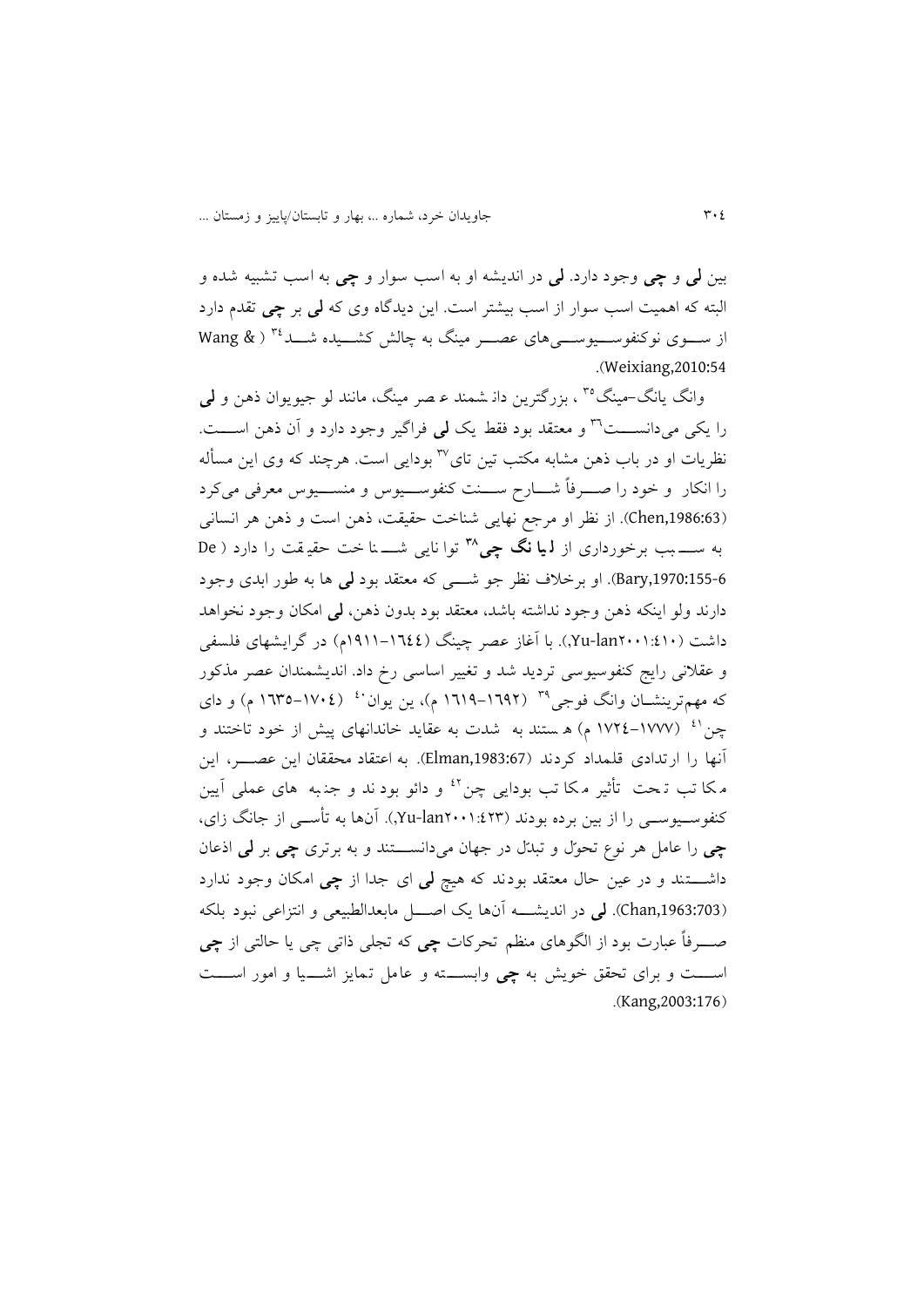بین **لی** و **چی** وجود دارد. **لی** در اندیشه او به اسب سوار و **چی** به اسب تشبیه شده و البته که اهمیت اسب سوار از اسب بیشتر است. این دیدگاه وی که **لی** بر **چی** تقدم دارد از سوی نوکنفوسیوسی‌های عصر مینگ به چالش کشیده شد[34] (Wang & Weixiang,2010:54).

وانگ یانگ-مینگ[35]، بزرگترین دانشمند عصر مینگ، مانند لو جیویوان ذهن و **لی** را یکی می‌دانست[36] و معتقد بود فقط یک **لی** فراگیر وجود دارد و آن ذهن است. نظریات او در باب ذهن مشابه مکتب تین تای[37] بودایی است. هرچند که وی این مسأله را انکار و خود را صرفاً شارح سنت کنفوسیوس و منسیوس معرفی می‌کرد (Chen,1986:63). از نظر او مرجع نهایی شناخت حقیقت، ذهن است و ذهن هر انسانی به سبب برخورداری از **لیانگ چی**[38] توانایی شناخت حقیقت را دارد (De Bary,1970:155-6). او برخلاف نظر جو شی که معتقد بود **لی** ها به طور ابدی وجود دارند ولو اینکه ذهن وجود نداشته باشد، معتقد بود بدون ذهن، **لی** امکان وجود نخواهد داشت (Yu-lan۲۰۰۱:٤١٠,). با آغاز عصر چینگ (١٦٤٤-١٩١١م) در گرایشهای فلسفی و عقلانی رایج کنفوسیوسی تردید شد و تغییر اساسی رخ داد. اندیشمندان عصر مذکور که مهم‌ترینشان وانگ فوجی[39] (١٦١٩-١٦٩٢ م)، ین یوان[40] (١٦٣٥-١٧٠٤ م) و دای چن[41] (١٧٢٤-١٧٧٧ م) هستند به شدت به عقاید خاندانهای پیش از خود تاختند و آنها را ارتدادی قلمداد کردند (Elman,1983:67). به اعتقاد محققان این عصر، این مکاتب تحت تأثیر مکاتب بودایی چن[42] و دائو بودند و جنبه‌های عملی آیین کنفوسیوسی را از بین برده بودند (Yu-lan۲۰۰۱:٤٢٣,). آنها به تأسی از جانگ زای، **چی** را عامل هر نوع تحوّل و تبدّل در جهان می‌دانستند و به برتری **چی** بر **لی** اذعان داشتند و در عین حال معتقد بودند که هیچ **لی** ای جدا از **چی** امکان وجود ندارد (Chan,1963:703). **لی** در اندیشه آنها یک اصل مابعدالطبیعی و انتزاعی نبود بلکه صرفاً عبارت بود از الگوهای منظم تحرکات **چی** که تجلی ذاتی چی یا حالتی از **چی** است و برای تحقق خویش به **چی** وابسته و عامل تمایز اشیا و امور است (Kang,2003:176).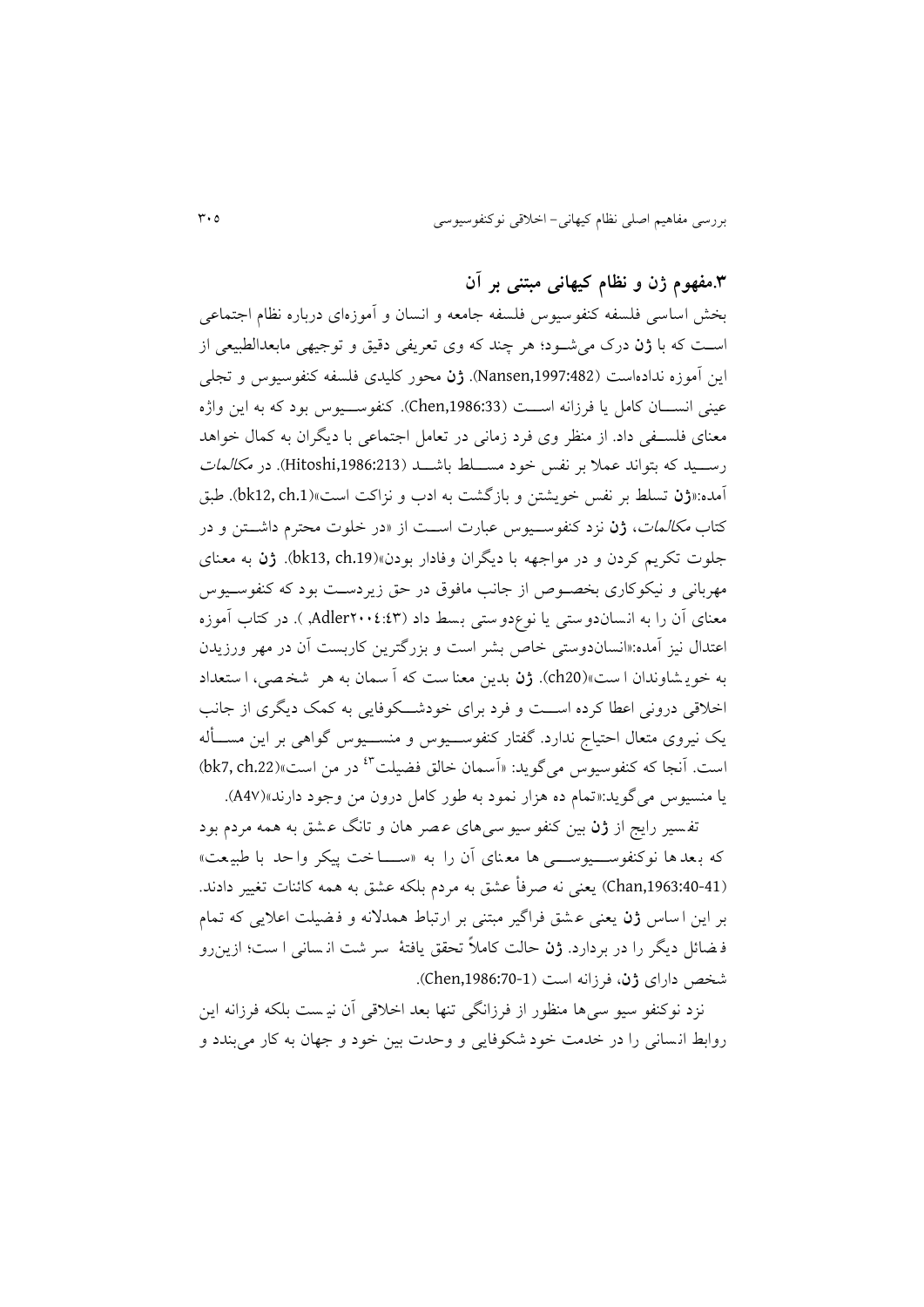## ۳.مفهوم ژن و نظام کیهانی مبتنی بر آن

بخش اساسی فلسفه کنفوسیوس فلسفه جامعه و انسان و آموزه‌ای درباره نظام اجتماعی است که با **ژن** درک می‌شود؛ هر چند که وی تعریفی دقیق و توجیهی مابعدالطبیعی از این آموزه نداده‌است (Nansen,1997:482). **ژن** محور کلیدی فلسفه کنفوسیوس و تجلی عینی انسان کامل یا فرزانه است (Chen,1986:33). کنفوسیوس بود که به این واژه معنای فلسفی داد. از منظر وی فرد زمانی در تعامل اجتماعی با دیگران به کمال خواهد رسید که بتواند عملا بر نفس خود مسلط باشد (Hitoshi,1986:213). در *مکالمات* آمده:«**ژن** تسلط بر نفس خویشتن و بازگشت به ادب و نزاکت است»(bk12, ch.1). طبق کتاب *مکالمات*، **ژن** نزد کنفوسیوس عبارت است از «در خلوت محترم داشتن و در جلوت تکریم کردن و در مواجهه با دیگران وفادار بودن»(bk13, ch.19). **ژن** به معنای مهربانی و نیکوکاری بخصوص از جانب مافوق در حق زیردست بود که کنفوسیوس معنای آن را به انسان‌دوستی یا نوع‌دوستی بسط داد (Adler۲۰۰٤:٤٣, ). در کتاب آموزه اعتدال نیز آمده:«انسان‌دوستی خاص بشر است و بزرگترین کاربست آن در مهر ورزیدن به خویشاوندان است»(ch20). **ژن** بدین معناست که آسمان به هر شخصی، استعداد اخلاقی درونی اعطا کرده است و فرد برای خودشکوفایی به کمک دیگری از جانب یک نیروی متعال احتیاج ندارد. گفتار کنفوسیوس و منسیوس گواهی بر این مسأله است. آنجا که کنفوسیوس می‌گوید: «آسمان خالق فضیلت[٤٣] در من است»(bk7, ch.22) یا منسیوس می‌گوید:«تمام ده هزار نمود به طور کامل درون من وجود دارند»(A4۷).

تفسیر رایج از **ژن** بین کنفوسیوسی‌های عصر هان و تانگ عشق به همه مردم بود که بعدها نوکنفوسیوسی ها معنای آن را به «ساخت پیکر واحد با طبیعت» (Chan,1963:40-41) یعنی نه صرفاً عشق به مردم بلکه عشق به همه کائنات تغییر دادند. بر این اساس **ژن** یعنی عشق فراگیر مبتنی بر ارتباط همدلانه و فضیلت اعلایی که تمام فضائل دیگر را در بردارد. **ژن** حالت کاملاً تحقق یافتهٔ سرشت انسانی است؛ ازین‌رو شخص دارای **ژن**، فرزانه است (Chen,1986:70-1).

نزد نوکنفوسیوسی‌ها منظور از فرزانگی تنها بعد اخلاقی آن نیست بلکه فرزانه این روابط انسانی را در خدمت خودشکوفایی و وحدت بین خود و جهان به کار می‌بندد و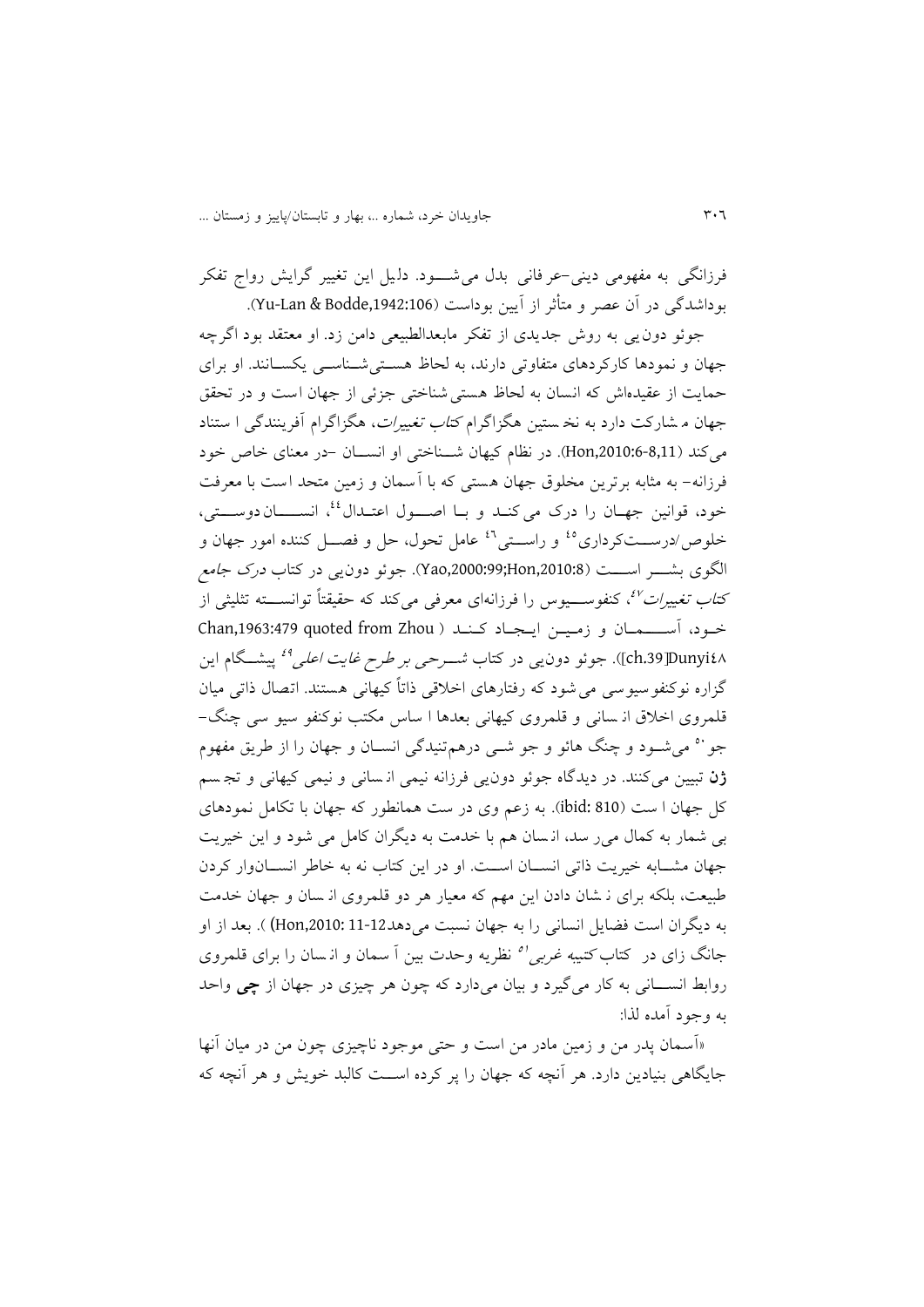فرزانگی به مفهومی دینی-عرفانی بدل می‌شود. دلیل این تغییر گرایش رواج تفکر بوداشدگی در آن عصر و متأثر از آیین بوداست (Yu-Lan & Bodde,1942:106).

جوئو دون‌یی به روش جدیدی از تفکر مابعدالطبیعی دامن زد. او معتقد بود اگرچه جهان و نمودها کارکردهای متفاوتی دارند، به لحاظ هستی‌شناسی یکسانند. او برای حمایت از عقیده‌اش که انسان به لحاظ هستی‌شناختی جزئی از جهان است و در تحقق جهان مشارکت دارد به نخستین هگزاگرام *کتاب تغییرات*، هگزاگرام آفرینندگی استناد می‌کند (Hon,2010:6-8,11). در نظام کیهان شناختی او انسان -در معنای خاص خود فرزانه- به مثابه برترین مخلوق جهان هستی که با آسمان و زمین متحد است با معرفت خود، قوانین جهان را درک می‌کند و با اصول اعتدال[٤٤]، انسان‌دوستی، خلوص/درست‌کرداری[٤٥] و راستی[٤٦] عامل تحول، حل و فصل کننده امور جهان و الگوی بشر است (Yao,2000:99;Hon,2010:8). جوئو دون‌یی در کتاب *درک جامع کتاب تغییرات*[٤٧]، کنفوسیوس را فرزانه‌ای معرفی می‌کند که حقیقتاً توانسته تثلیثی از خود، آسمان و زمین ایجاد کند (Chan,1963:479 quoted from Zhou Dunyi[٤٨][ch.39]). جوئو دون‌یی در کتاب *شرحی بر طرح غایت اعلی*[٤٩] پیشگام این گزاره نوکنفوسیوسی می‌شود که رفتارهای اخلاقی ذاتاً کیهانی هستند. اتصال ذاتی میان قلمروی اخلاق انسانی و قلمروی کیهانی بعدها اساس مکتب نوکنفوسیوسی چنگ-جو[٥٠] می‌شود و چنگ هائو و جو شی درهم‌تنیدگی انسان و جهان را از طریق مفهوم **ژن** تبیین می‌کنند. در دیدگاه جوئو دون‌یی فرزانه نیمی انسانی و نیمی کیهانی و تجسم کل جهان است (ibid: 810). به زعم وی درست همانطور که جهان با تکامل نمودهای بی‌شمار به کمال می‌رسد، انسان هم با خدمت به دیگران کامل می‌شود و این خیریت جهان مشابه خیریت ذاتی انسان است. او در این کتاب نه به خاطر انسان‌وار کردن طبیعت، بلکه برای نشان دادن این مهم که معیار هر دو قلمروی انسان و جهان خدمت به دیگران است فضایل انسانی را به جهان نسبت می‌دهد(Hon,2010: 11-12) ). بعد از او جانگ زای در کتاب *کتیبه غربی*[٥١] نظریه وحدت بین آسمان و انسان را برای قلمروی روابط انسانی به کار می‌گیرد و بیان می‌دارد که چون هر چیزی در جهان از **چی** واحد به وجود آمده لذا:

«آسمان پدر من و زمین مادر من است و حتی موجود ناچیزی چون من در میان آنها جایگاهی بنیادین دارد. هر آنچه که جهان را پر کرده است کالبد خویش و هر آنچه که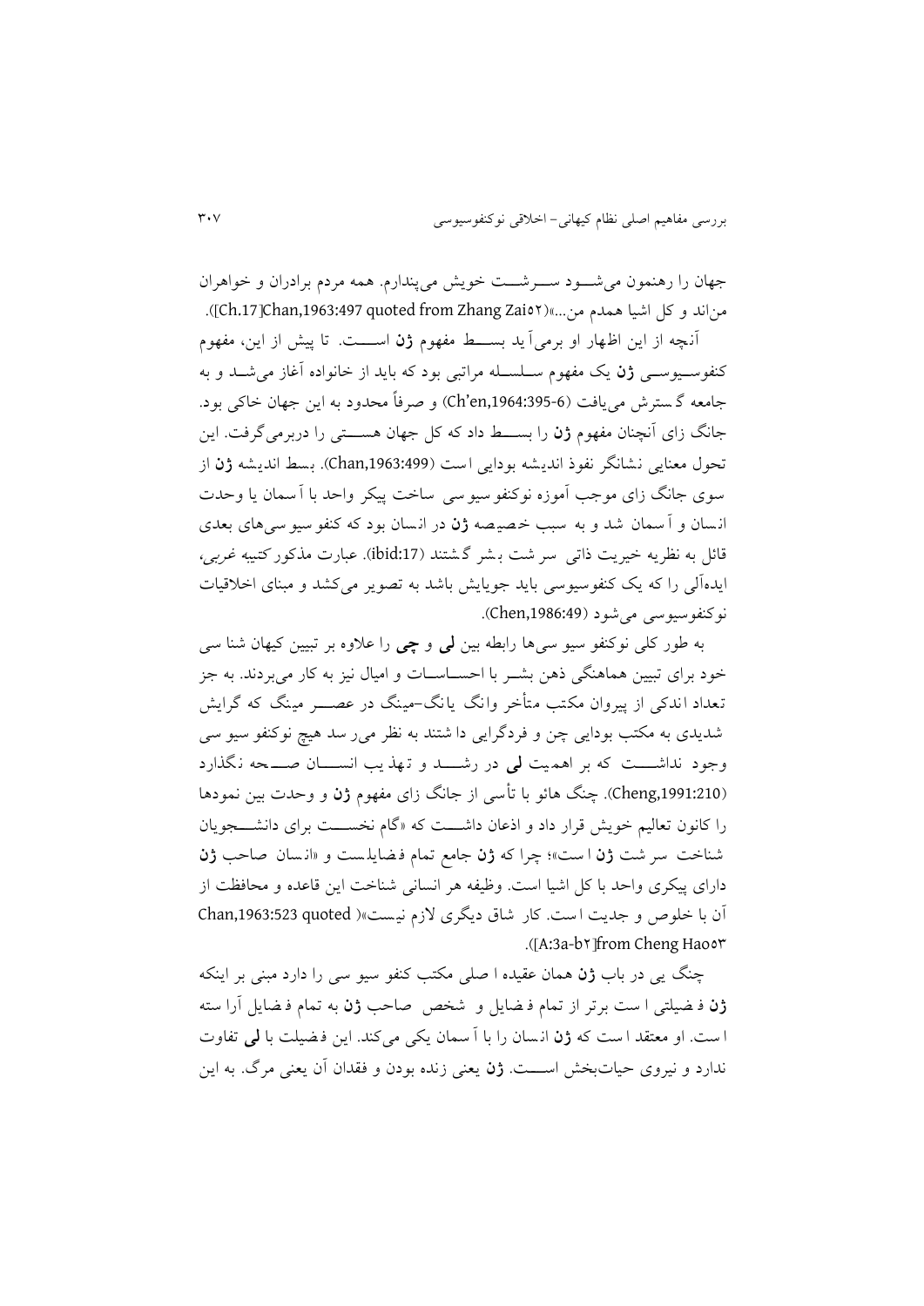جهان را رهنمون می‌شود سرشت خویش می‌پندارم. همه مردم برادران و خواهران من‌اند و کل اشیا همدم من...»([Ch.17]Chan,1963:497 quoted from Zhang Zai۵۲).

آنچه از این اظهار او برمی‌آید بسط مفهوم **ژن** است. تا پیش از این، مفهوم کنفوسیوسی **ژن** یک مفهوم سلسله مراتبی بود که باید از خانواده آغاز می‌شد و به جامعه گسترش می‌یافت (Ch'en,1964:395-6) و صرفاً محدود به این جهان خاکی بود. جانگ زای آنچنان مفهوم **ژن** را بسط داد که کل جهان هستی را دربرمی‌گرفت. این تحول معنایی نشانگر نفوذ اندیشه بودایی است (Chan,1963:499). بسط اندیشه **ژن** از سوی جانگ زای موجب آموزه نوکنفوسیوسی ساخت پیکر واحد با آسمان یا وحدت انسان و آسمان شد و به سبب خصیصه **ژن** در انسان بود که کنفوسیوسی‌های بعدی قائل به نظریه خیریت ذاتی سرشت بشر گشتند (ibid:17). عبارت مذکور کتیبه غربی، ایده‌آلی را که یک کنفوسیوسی باید جویایش باشد به تصویر می‌کشد و مبنای اخلاقیات نوکنفوسیوسی می‌شود (Chen,1986:49).

به طور کلی نوکنفوسیوسی‌ها رابطه بین **لی** و **چی** را علاوه بر تبیین کیهان شناسی خود برای تبیین هماهنگی ذهن بشر با احساسات و امیال نیز به کار می‌بردند. به جز تعداد اندکی از پیروان مکتب متأخر وانگ یانگ-مینگ در عصر مینگ که گرایش شدیدی به مکتب بودایی چن و فردگرایی داشتند به نظر می‌رسد هیچ نوکنفوسیوسی وجود نداشت که بر اهمیت **لی** در رشد و تهذیب انسان صحه نگذارد (Cheng,1991:210). چنگ هائو با تأسی از جانگ زای مفهوم **ژن** و وحدت بین نمودها را کانون تعالیم خویش قرار داد و اذعان داشت که «گام نخست برای دانشجویان شناخت سرشت **ژن** است»؛ چرا که **ژن** جامع تمام فضایل است و «انسان صاحب **ژن** دارای پیکری واحد با کل اشیا است. وظیفه هر انسانی شناخت این قاعده و محافظت از آن با خلوص و جدیت است. کار شاق دیگری لازم نیست» (Chan,1963:523 quoted [A:3a-b۲]from Cheng Hao۵۳).

چنگ یی در باب **ژن** همان عقیده اصلی مکتب کنفوسیوسی را دارد مبنی بر اینکه **ژن** فضیلتی است برتر از تمام فضایل و شخص صاحب **ژن** به تمام فضایل آراسته است. او معتقد است که **ژن** انسان را با آسمان یکی می‌کند. این فضیلت با **لی** تفاوت ندارد و نیروی حیات‌بخش است. **ژن** یعنی زنده بودن و فقدان آن یعنی مرگ. به این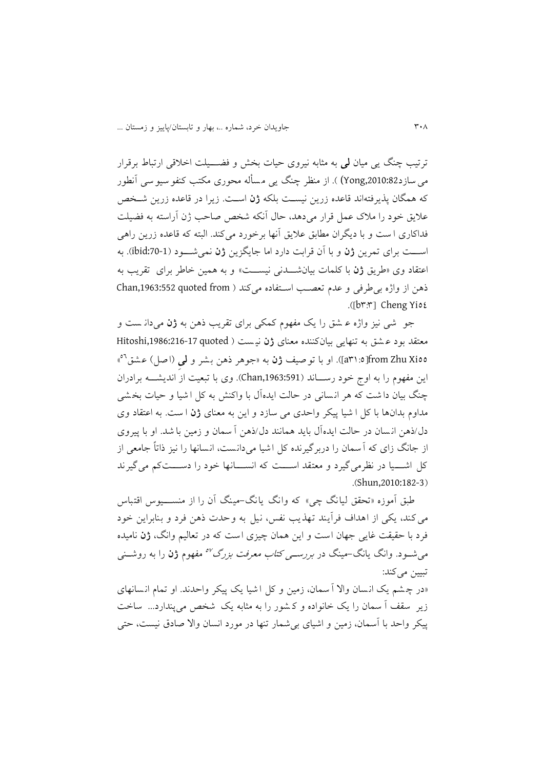ترتیب چنگ یی میان **لی** به مثابه نیروی حیات بخش و فضـــیلت اخلاقی ارتباط برقرار می‌سازد(Yong,2010:82) ). از منظر چنگ یی مسأله محوری مکتب کنفوسیوسی آنطور که همگان پذیرفته‌اند قاعده زرین نیســت بلکه **ژن** اســت. زیرا در قاعده زرین شــخص علایق خود را ملاک عمل قرار می‌دهد، حال آنکه شخص صاحب ژن آراسته به فضیلت فداکاری است و با دیگران مطابق علایق آنها برخورد می‌کند. البته که قاعده زرین راهی اســت برای تمرین **ژن** و با آن قرابت دارد اما جایگزین **ژن** نمی‌شــود (ibid:70-1). به اعتقاد وی «طریق **ژن** با کلمات بیان‌شــدنی نیســت» و به همین خاطر برای تقریب به ذهن از واژه بی‌طرفی و عدم تعصب اســتفاده می‌کند ( Chan,1963:552 quoted from Cheng Yi[54] [b3:3]).

جو شی نیز واژه عشق را یک مفهوم کمکی برای تقریب ذهن به **ژن** می‌دانست و معتقد بود عشق به تنهایی بیان‌کننده معنای **ژن** نیست ( Hitoshi,1986:216-17 quoted from Zhu Xi[55][5:31a]). او با توصیف **ژن** به «جوهر ذهن بشر و **لی** (اصل) عشق[56]» این مفهوم را به اوج خود رســاند (Chan,1963:591). وی با تبعیت از اندیشــه برادران چنگ بیان داشت که هر انسانی در حالت ایده‌آل با واکنش به کل اشیا و حیات بخشی مداوم بدان‌ها با کل اشیا پیکر واحدی می سازد و این به معنای **ژن** است. به اعتقاد وی دل/ذهن انسان در حالت ایده‌آل باید همانند دل/ذهن آسمان و زمین باشد. او با پیروی از جانگ زای که آسمان را دربرگیرنده کل اشیا می‌دانست، انسانها را نیز ذاتاً جامعی از کل اشــیا در نظرمی‌گیرد و معتقد اســت که انســانها خود را دســت‌کم می‌گیرند (Shun,2010:182-3).

طبق آموزه «تحقق لیانگ چی» که وانگ یانگ-مینگ آن را از منســیوس اقتباس می‌کند، یکی از اهداف فرآیند تهذیب نفس، نیل به وحدت ذهن فرد و بنابراین خود فرد با حقیقت غایی جهان است و این همان چیزی است که در تعالیم وانگ، **ژن** نامیده می‌شــود. وانگ یانگ-مینگ در *بررســی کتاب معرفت بزرگ*[57] مفهوم **ژن** را به روشــنی تبیین می‌کند:

«در چشم یک انسان والا آسمان، زمین و کل اشیا یک پیکر واحدند. او تمام انسانهای زیر سقف آسمان را یک خانواده و کشور را به مثابه یک شخص می‌پندارد... ساخت پیکر واحد با آسمان، زمین و اشیای بی‌شمار تنها در مورد انسان والا صادق نیست، حتی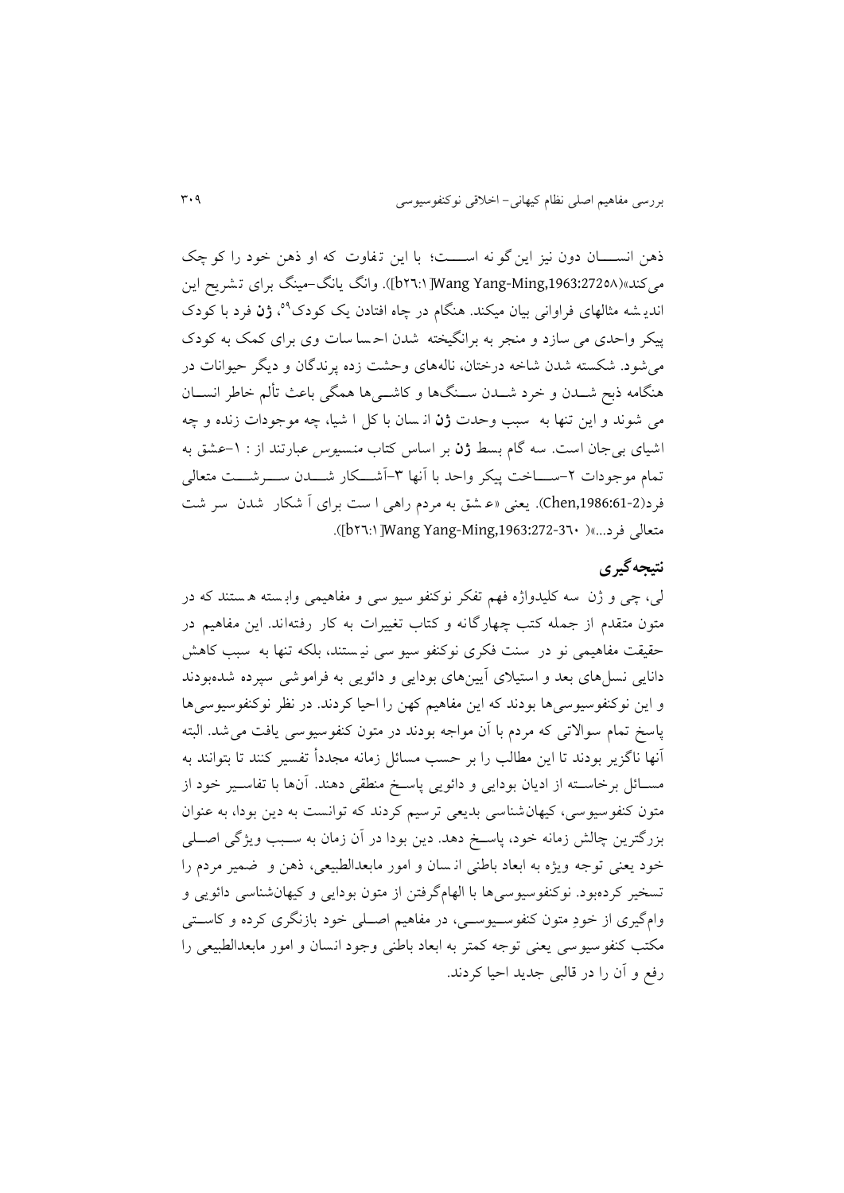ذهن انسان دون نیز این‌گونه است؛ با این تفاوت که او ذهن خود را کوچک می‌کند»(Wang Yang-Ming,1963:272۵۸ [b۲٦:۱]). وانگ یانگ-مینگ برای تشریح این اندیشه مثالهای فراوانی بیان میکند. هنگام در چاه افتادن یک کودک[٥٩]، **ژن** فرد با کودک پیکر واحدی می سازد و منجر به برانگیخته شدن احساسات وی برای کمک به کودک می‌شود. شکسته شدن شاخه درختان، نالههای وحشت زده پرندگان و دیگر حیوانات در هنگامه ذبح شدن و خرد شدن سنگها و کاشی‌ها همگی باعث تألم خاطر انسان می شوند و این تنها به سبب وحدت **ژن** انسان با کل اشیا، چه موجودات زنده و چه اشیای بی‌جان است. سه گام بسط **ژن** بر اساس کتاب *منسیوس* عبارتند از : ۱-عشق به تمام موجودات ۲-ساخت پیکر واحد با آنها ۳-آشکار شدن سرشت متعالی فرد(Chen,1986:61-2). یعنی «عشق به مردم راهی است برای آشکار شدن سرشت متعالی فرد...»(Wang Yang-Ming,1963:272-36۰ [b۲٦:۱]).

## نتیجه‌گیری

لی، چی و ژن سه کلیدواژه فهم تفکر نوکنفوسیوسی و مفاهیمی وابسته هستند که در متون متقدم از جمله کتب چهارگانه و کتاب تغییرات به کار رفته‌اند. این مفاهیم در حقیقت مفاهیمی نو در سنت فکری نوکنفوسیوسی نیستند، بلکه تنها به سبب کاهش دانایی نسل‌های بعد و استیلای آیین‌های بودایی و دائویی به فراموشی سپرده شده‌بودند و این نوکنفوسیوسی‌ها بودند که این مفاهیم کهن را احیا کردند. در نظر نوکنفوسیوسی‌ها پاسخ تمام سوالاتی که مردم با آن مواجه بودند در متون کنفوسیوسی یافت می‌شد. البته آنها ناگزیر بودند تا این مطالب را بر حسب مسائل زمانه مجدداً تفسیر کنند تا بتوانند به مسائل برخاسته از ادیان بودایی و دائویی پاسخ منطقی دهند. آنها با تفاسیر خود از متون کنفوسیوسی، کیهان‌شناسی بدیعی ترسیم کردند که توانست به دین بودا، به عنوان بزرگترین چالش زمانه خود، پاسخ دهد. دین بودا در آن زمان به سبب ویژگی اصلی خود یعنی توجه ویژه به ابعاد باطنی انسان و امور مابعدالطبیعی، ذهن و ضمیر مردم را تسخیر کرده‌بود. نوکنفوسیوسی‌ها با الهام‌گرفتن از متون بودایی و کیهان‌شناسی دائویی و وام‌گیری از خودِ متون کنفوسیوسی، در مفاهیم اصلی خود بازنگری کرده و کاستی مکتب کنفوسیوسی یعنی توجه کمتر به ابعاد باطنی وجود انسان و امور مابعدالطبیعی را رفع و آن را در قالبی جدید احیا کردند.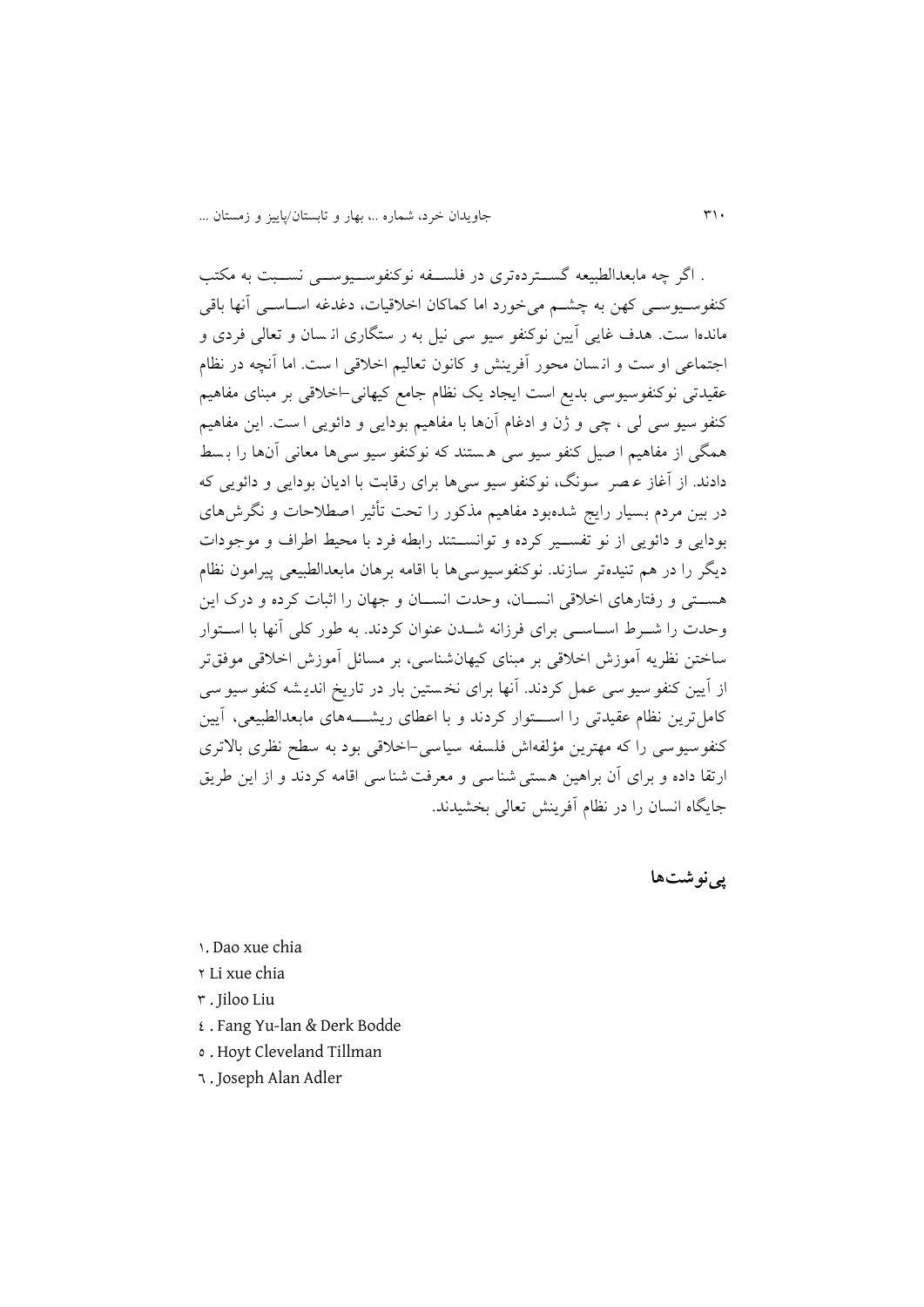. اگر چه مابعدالطبیعه گسترده‌تری در فلسفه نوکنفوسیوسی نسبت به مکتب کنفوسیوسی کهن به چشم می‌خورد اما کماکان اخلاقیات، دغدغه اساسی آنها باقی ماندا ست. هدف غایی آیین نوکنفو سیو سی نیل به ر ستگاری ان سان و تعالی فردی و اجتماعی او ست و انسان محور آفرینش و کانون تعالیم اخلاقی ا ست. اما آنچه در نظام عقیدتی نوکنفوسیوسی بدیع است ایجاد یک نظام جامع کیهانی-اخلاقی بر مبنای مفاهیم کنفو سیو سی لی ، چی و ژن و ادغام آنها با مفاهیم بودایی و دائویی ا ست. این مفاهیم همگی از مفاهیم ا صیل کنفو سیو سی ه ستند که نوکنفو سیو سی‌ها معانی آنها را ب سط دادند. از آغاز ع صر سونگ، نوکنفو سیو سی‌ها برای رقابت با ادیان بودایی و دائویی که در بین مردم بسیار رایج شده‌بود مفاهیم مذکور را تحت تأثیر اصطلاحات و نگرش‌های بودایی و دائویی از نو تفسیر کرده و توانستند رابطه فرد با محیط اطراف و موجودات دیگر را در هم تنیده‌تر سازند. نوکنفوسیوسی‌ها با اقامه برهان مابعدالطبیعی پیرامون نظام هستی و رفتارهای اخلاقی انسان، وحدت انسان و جهان را اثبات کرده و درک این وحدت را شرط اساسی برای فرزانه شدن عنوان کردند. به طور کلی آنها با استوار ساختن نظریه آموزش اخلاقی بر مبنای کیهان‌شناسی، بر مسائل آموزش اخلاقی موفق‌تر از آیین کنفو سیو سی عمل کردند. آنها برای نخستین بار در تاریخ اندیشه کنفو سیو سی کامل‌ترین نظام عقیدتی را استوار کردند و با اعطای ریشه‌های مابعدالطبیعی، آیین کنفوسیوسی را که مهترین مؤلفه‌اش فلسفه سیاسی-اخلاقی بود به سطح نظری بالاتری ارتقا داده و برای آن براهین هستی شناسی و معرفت شناسی اقامه کردند و از این طریق جایگاه انسان را در نظام آفرینش تعالی بخشیدند.

## پی‌نوشت‌ها

۱. Dao xue chia

۲ Li xue chia

۳ . Jiloo Liu

٤ . Fang Yu-lan & Derk Bodde

٥ . Hoyt Cleveland Tillman

٦ . Joseph Alan Adler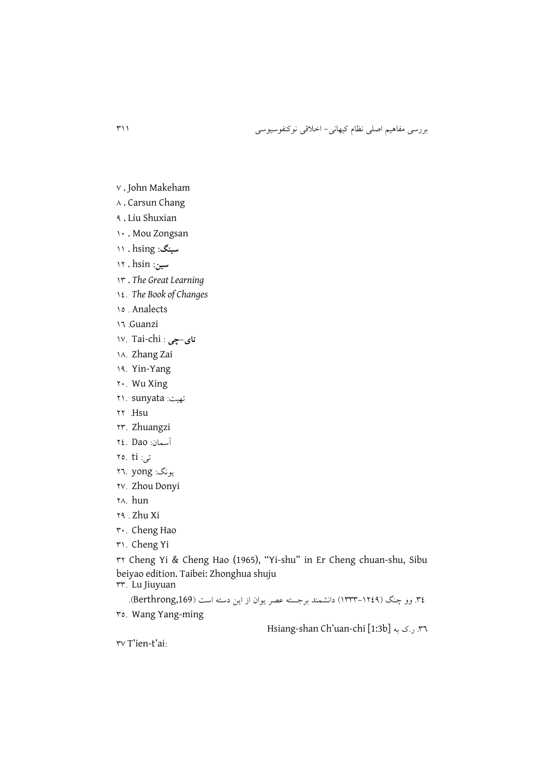۷ . John Makeham

۸ . Carsun Chang

۹ . Liu Shuxian

۱۰ . Mou Zongsan

۱۱ . hsing: **سینگ**

۱۲ . hsin: **سین**

۱۳ . *The Great Learning*

۱٤. *The Book of Changes*

۱٥ . Analects

۱٦ .Guanzi

۱۷. Tai-chi : **تای–چی**

۱۸. Zhang Zai

۱۹. Yin-Yang

۲۰. Wu Xing

۲۱. sunyata :تهیت

۲۲ .Hsu

۲۳. Zhuangzi

۲٤. Dao :آسمان

۲٥. ti :تی

۲٦. yong :یونگ

۲۷. Zhou Donyi

۲۸. hun

۲۹ . Zhu Xi

۳۰. Cheng Hao

۳۱. Cheng Yi

۳۲ Cheng Yi & Cheng Hao (1965), "Yi-shu" in Er Cheng chuan-shu, Sibu beiyao edition. Taibei: Zhonghua shuju

۳۳. Lu Jiuyuan

۳٤. وو چنگ (۱۲٤۹–۱۳۳۳) دانشمند برجسته عصر یوان از این دسته است (Berthrong,169).

۳٥. Wang Yang-ming

۳٦. ر.ک به Hsiang-shan Ch'uan-chi [1:3b]

۳۷ T'ien-t'ai: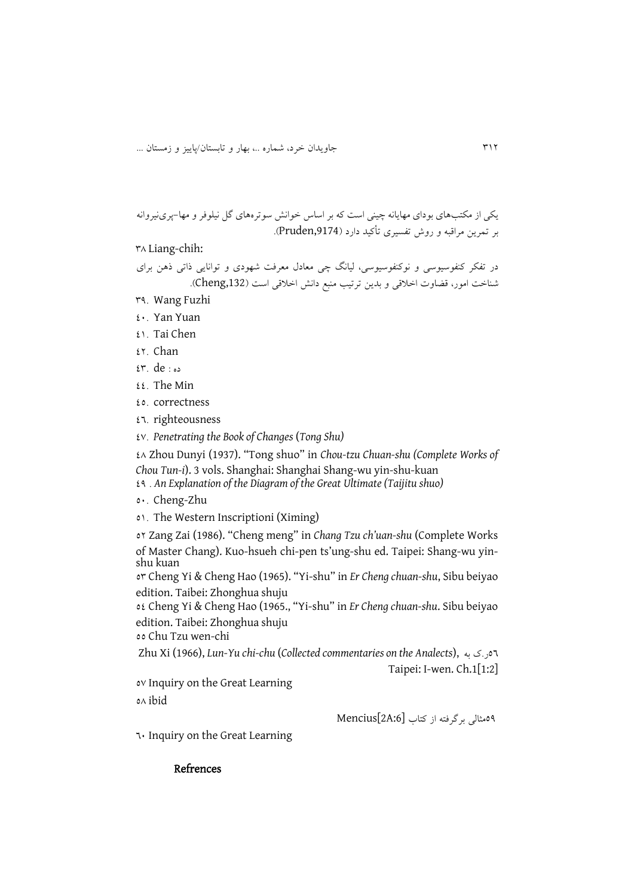یکی از مکتب‌های بودای مهایانه چینی است که بر اساس خوانش سوتره‌های گل نیلوفر و مها–پری‌نیروانه بر تمرین مراقبه و روش تفسیری تأکید دارد (Pruden,9174).

۳۸ Liang-chih:

در تفکر کنفوسیوسی و نوکنفوسیوسی، لیانگ چی معادل معرفت شهودی و توانایی ذاتی ذهن برای شناخت امور، قضاوت اخلاقی و بدین ترتیب منبع دانش اخلاقی است (Cheng,132).

۳۹. Wang Fuzhi

٤٠. Yan Yuan

٤١. Tai Chen

٤٢. Chan

٤٣. de : ده

٤٤. The Min

٤٥. correctness

٤٦. righteousness

٤٧. *Penetrating the Book of Changes* (*Tong Shu)*

٤٨ Zhou Dunyi (1937). "Tong shuo" in *Chou-tzu Chuan-shu (Complete Works of Chou Tun-i*). 3 vols. Shanghai: Shanghai Shang-wu yin-shu-kuan

٤٩ . *An Explanation of the Diagram of the Great Ultimate (Taijitu shuo)*

٥٠. Cheng-Zhu

٥١. The Western Inscriptioni (Ximing)

٥٢ Zang Zai (1986). "Cheng meng" in *Chang Tzu ch'uan-shu* (Complete Works of Master Chang). Kuo-hsueh chi-pen ts'ung-shu ed. Taipei: Shang-wu yin-shu kuan

٥٣ Cheng Yi & Cheng Hao (1965). "Yi-shu" in *Er Cheng chuan-shu*, Sibu beiyao edition. Taibei: Zhonghua shuju

٥٤ Cheng Yi & Cheng Hao (1965., "Yi-shu" in *Er Cheng chuan-shu*. Sibu beiyao edition. Taibei: Zhonghua shuju

٥٥ Chu Tzu wen-chi

٥٦ر.ک به Zhu Xi (1966), *Lun-Yu chi-chu* (*Collected commentaries on the Analects*), Taipei: I-wen. Ch.1[1:2]

٥٧ Inquiry on the Great Learning

٥٨ ibid

٥٩مثالی برگرفته از کتاب Mencius[2A:6]

٦٠ Inquiry on the Great Learning

## Refrences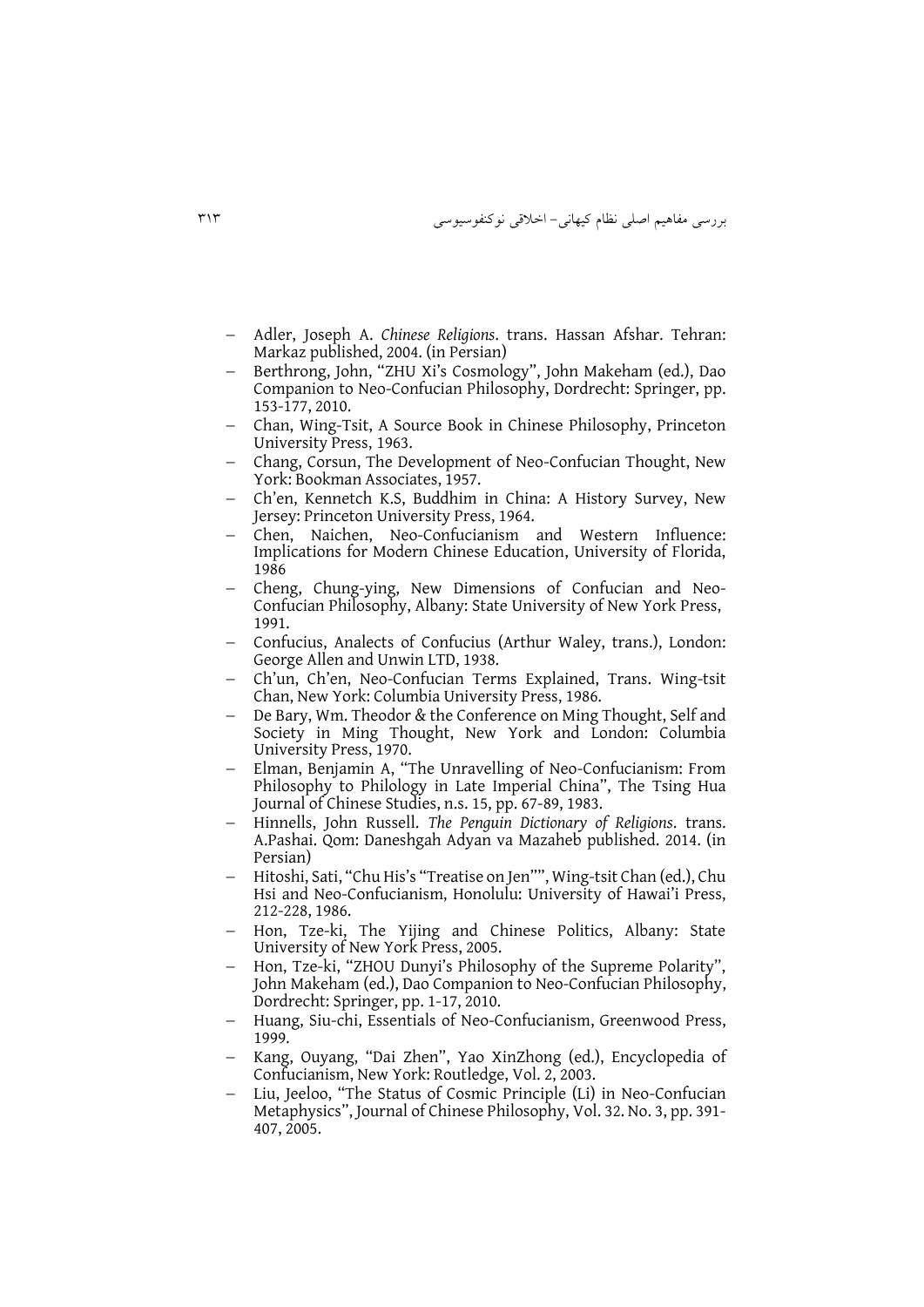- Adler, Joseph A. *Chinese Religions*. trans. Hassan Afshar. Tehran: Markaz published, 2004. (in Persian)
- Berthrong, John, “ZHU Xi’s Cosmology”, John Makeham (ed.), Dao Companion to Neo-Confucian Philosophy, Dordrecht: Springer, pp. 153-177, 2010.
- Chan, Wing-Tsit, A Source Book in Chinese Philosophy, Princeton University Press, 1963.
- Chang, Corsun, The Development of Neo-Confucian Thought, New York: Bookman Associates, 1957.
- Ch’en, Kennetch K.S, Buddhim in China: A History Survey, New Jersey: Princeton University Press, 1964.
- Chen, Naichen, Neo-Confucianism and Western Influence: Implications for Modern Chinese Education, University of Florida, 1986
- Cheng, Chung-ying, New Dimensions of Confucian and Neo-Confucian Philosophy, Albany: State University of New York Press, 1991.
- Confucius, Analects of Confucius (Arthur Waley, trans.), London: George Allen and Unwin LTD, 1938.
- Ch’un, Ch’en, Neo-Confucian Terms Explained, Trans. Wing-tsit Chan, New York: Columbia University Press, 1986.
- De Bary, Wm. Theodor & the Conference on Ming Thought, Self and Society in Ming Thought, New York and London: Columbia University Press, 1970.
- Elman, Benjamin A, “The Unravelling of Neo-Confucianism: From Philosophy to Philology in Late Imperial China”, The Tsing Hua Journal of Chinese Studies, n.s. 15, pp. 67-89, 1983.
- Hinnells, John Russell. *The Penguin Dictionary of Religions*. trans. A.Pashai. Qom: Daneshgah Adyan va Mazaheb published. 2014. (in Persian)
- Hitoshi, Sati, “Chu His’s “Treatise on Jen””, Wing-tsit Chan (ed.), Chu Hsi and Neo-Confucianism, Honolulu: University of Hawai’i Press, 212-228, 1986.
- Hon, Tze-ki, The Yijing and Chinese Politics, Albany: State University of New York Press, 2005.
- Hon, Tze-ki, “ZHOU Dunyi’s Philosophy of the Supreme Polarity”, John Makeham (ed.), Dao Companion to Neo-Confucian Philosophy, Dordrecht: Springer, pp. 1-17, 2010.
- Huang, Siu-chi, Essentials of Neo-Confucianism, Greenwood Press, 1999.
- Kang, Ouyang, “Dai Zhen”, Yao XinZhong (ed.), Encyclopedia of Confucianism, New York: Routledge, Vol. 2, 2003.
- Liu, Jeeloo, “The Status of Cosmic Principle (Li) in Neo-Confucian Metaphysics”, Journal of Chinese Philosophy, Vol. 32. No. 3, pp. 391-407, 2005.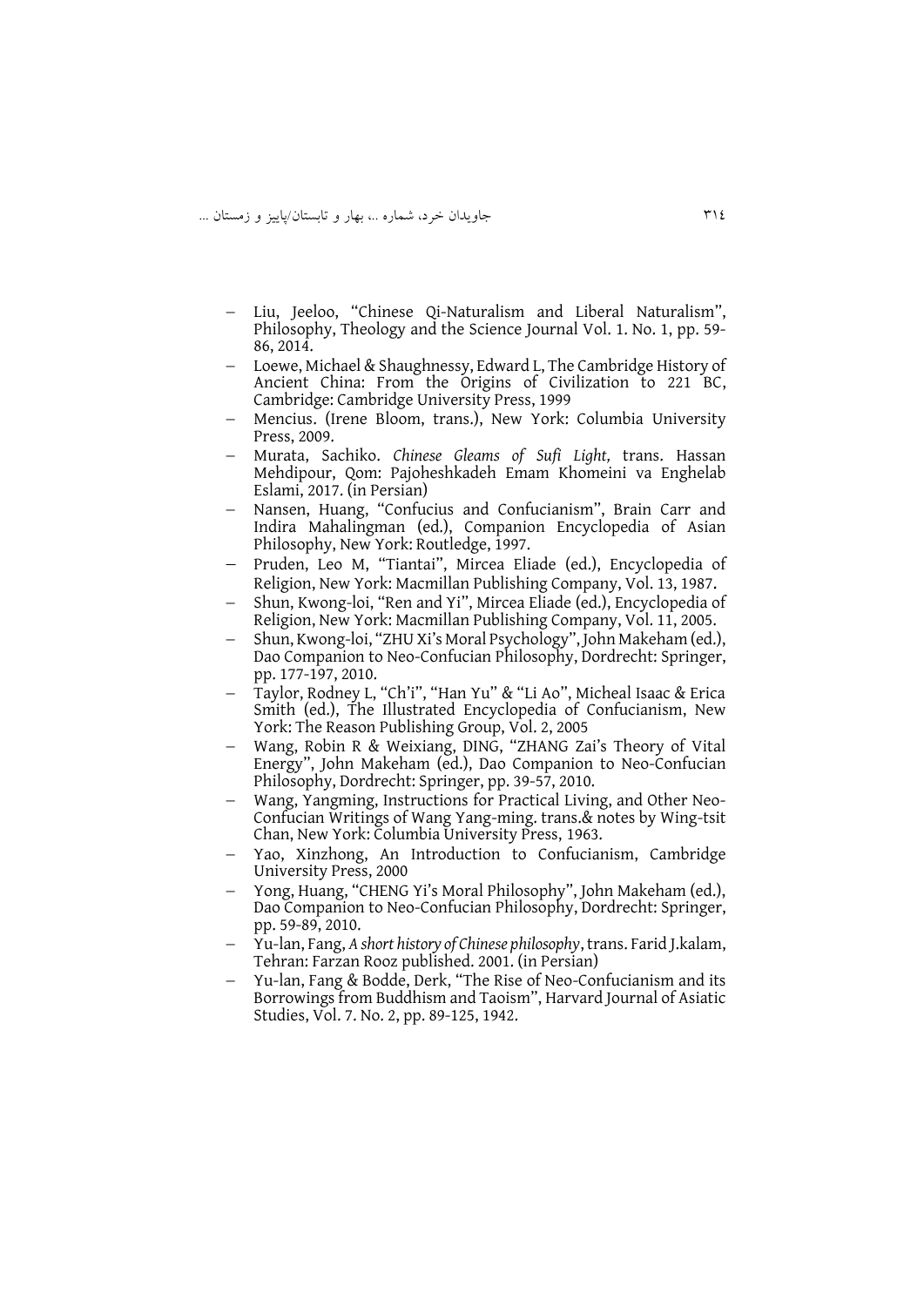- Liu, Jeeloo, "Chinese Qi-Naturalism and Liberal Naturalism", Philosophy, Theology and the Science Journal Vol. 1. No. 1, pp. 59-86, 2014.
- Loewe, Michael & Shaughnessy, Edward L, The Cambridge History of Ancient China: From the Origins of Civilization to 221 BC, Cambridge: Cambridge University Press, 1999
- Mencius. (Irene Bloom, trans.), New York: Columbia University Press, 2009.
- Murata, Sachiko. *Chinese Gleams of Sufi Light*, trans. Hassan Mehdipour, Qom: Pajoheshkadeh Emam Khomeini va Enghelab Eslami, 2017. (in Persian)
- Nansen, Huang, "Confucius and Confucianism", Brain Carr and Indira Mahalingman (ed.), Companion Encyclopedia of Asian Philosophy, New York: Routledge, 1997.
- Pruden, Leo M, "Tiantai", Mircea Eliade (ed.), Encyclopedia of Religion, New York: Macmillan Publishing Company, Vol. 13, 1987.
- Shun, Kwong-loi, "Ren and Yi", Mircea Eliade (ed.), Encyclopedia of Religion, New York: Macmillan Publishing Company, Vol. 11, 2005.
- Shun, Kwong-loi, "ZHU Xi's Moral Psychology", John Makeham (ed.), Dao Companion to Neo-Confucian Philosophy, Dordrecht: Springer, pp. 177-197, 2010.
- Taylor, Rodney L, "Ch'i", "Han Yu" & "Li Ao", Micheal Isaac & Erica Smith (ed.), The Illustrated Encyclopedia of Confucianism, New York: The Reason Publishing Group, Vol. 2, 2005
- Wang, Robin R & Weixiang, DING, "ZHANG Zai's Theory of Vital Energy", John Makeham (ed.), Dao Companion to Neo-Confucian Philosophy, Dordrecht: Springer, pp. 39-57, 2010.
- Wang, Yangming, Instructions for Practical Living, and Other Neo-Confucian Writings of Wang Yang-ming. trans.& notes by Wing-tsit Chan, New York: Columbia University Press, 1963.
- Yao, Xinzhong, An Introduction to Confucianism, Cambridge University Press, 2000
- Yong, Huang, "CHENG Yi's Moral Philosophy", John Makeham (ed.), Dao Companion to Neo-Confucian Philosophy, Dordrecht: Springer, pp. 59-89, 2010.
- Yu-lan, Fang, *A short history of Chinese philosophy*, trans. Farid J.kalam, Tehran: Farzan Rooz published. 2001. (in Persian)
- Yu-lan, Fang & Bodde, Derk, "The Rise of Neo-Confucianism and its Borrowings from Buddhism and Taoism", Harvard Journal of Asiatic Studies, Vol. 7. No. 2, pp. 89-125, 1942.